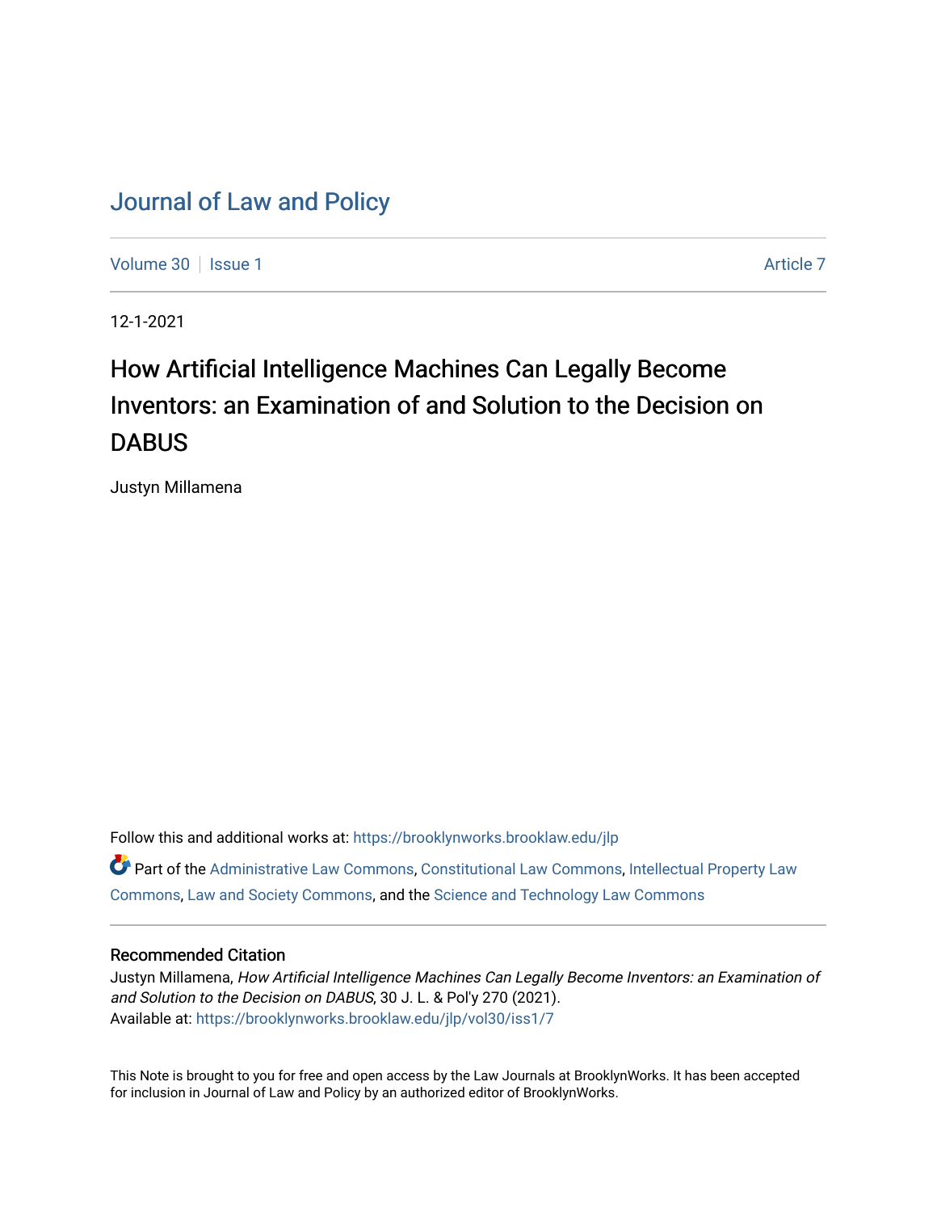# Journal of Law and Policy

Volume 30 | Issue 1 Article 7

12-1-2021

## How Artificial Intelligence Machines Can Legally Become Inventors: an Examination of and Solution to the Decision on DABUS

Justyn Millamena

Follow this and additional works at: https://brooklynworks.brooklaw.edu/jlp

Part of the Administrative Law Commons, Constitutional Law Commons, Intellectual Property Law Commons, Law and Society Commons, and the Science and Technology Law Commons

### Recommended Citation

Justyn Millamena, *How Artificial Intelligence Machines Can Legally Become Inventors: an Examination of and Solution to the Decision on DABUS*, 30 J. L. & Pol'y 270 (2021).
Available at: https://brooklynworks.brooklaw.edu/jlp/vol30/iss1/7

This Note is brought to you for free and open access by the Law Journals at BrooklynWorks. It has been accepted for inclusion in Journal of Law and Policy by an authorized editor of BrooklynWorks.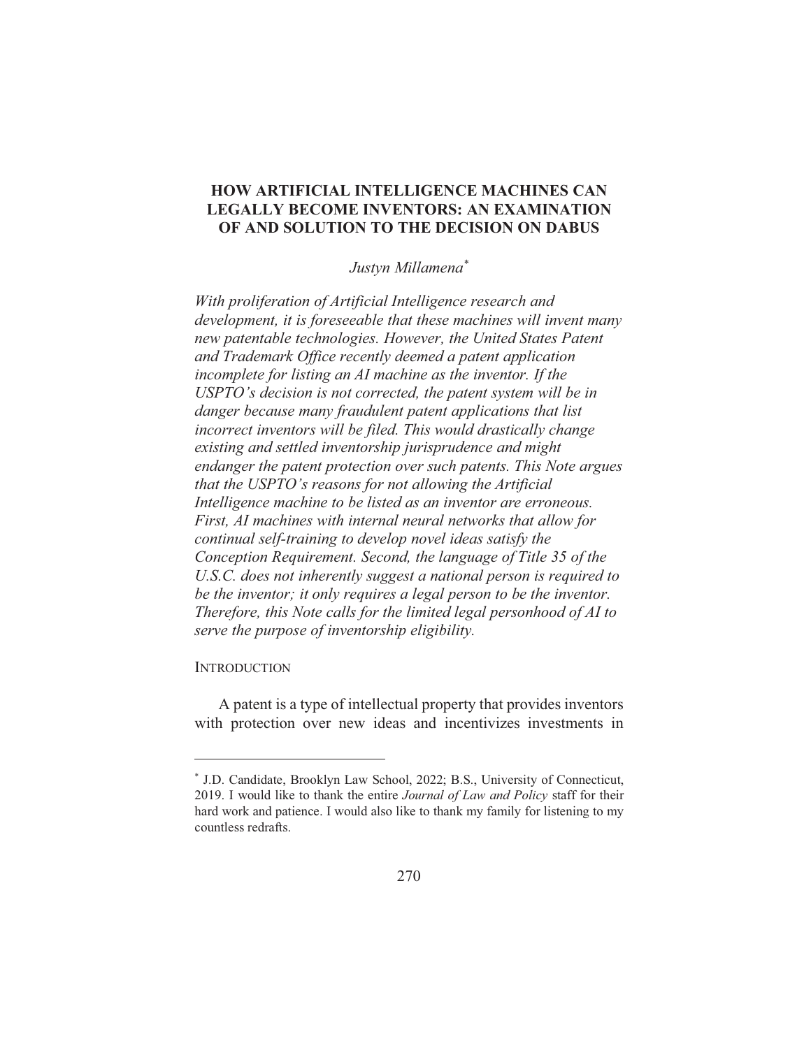# HOW ARTIFICIAL INTELLIGENCE MACHINES CAN LEGALLY BECOME INVENTORS: AN EXAMINATION OF AND SOLUTION TO THE DECISION ON DABUS

*Justyn Millamena*[*]

*With proliferation of Artificial Intelligence research and development, it is foreseeable that these machines will invent many new patentable technologies. However, the United States Patent and Trademark Office recently deemed a patent application incomplete for listing an AI machine as the inventor. If the USPTO's decision is not corrected, the patent system will be in danger because many fraudulent patent applications that list incorrect inventors will be filed. This would drastically change existing and settled inventorship jurisprudence and might endanger the patent protection over such patents. This Note argues that the USPTO's reasons for not allowing the Artificial Intelligence machine to be listed as an inventor are erroneous. First, AI machines with internal neural networks that allow for continual self-training to develop novel ideas satisfy the Conception Requirement. Second, the language of Title 35 of the U.S.C. does not inherently suggest a national person is required to be the inventor; it only requires a legal person to be the inventor. Therefore, this Note calls for the limited legal personhood of AI to serve the purpose of inventorship eligibility.*

## INTRODUCTION

A patent is a type of intellectual property that provides inventors with protection over new ideas and incentivizes investments in

---

[*] J.D. Candidate, Brooklyn Law School, 2022; B.S., University of Connecticut, 2019. I would like to thank the entire *Journal of Law and Policy* staff for their hard work and patience. I would also like to thank my family for listening to my countless redrafts.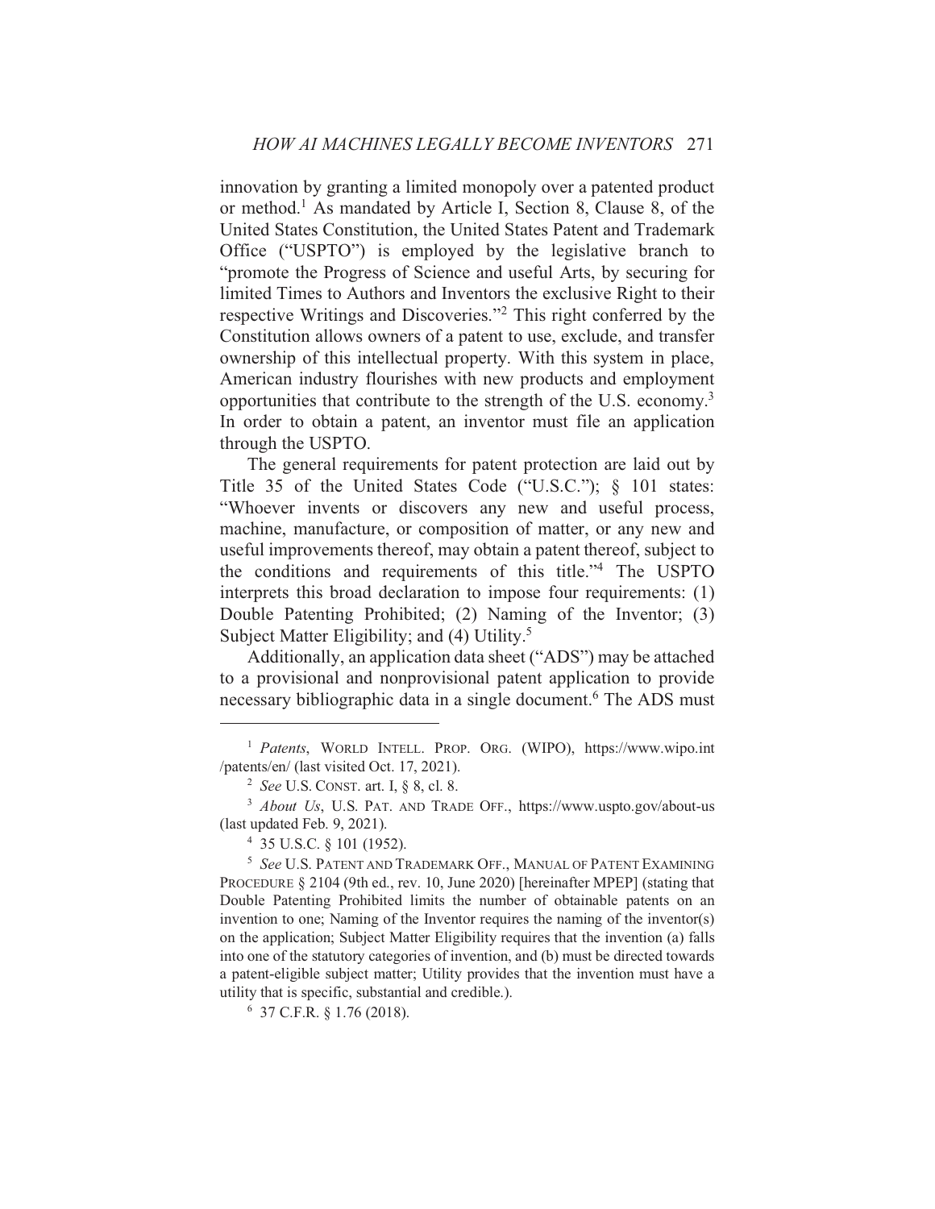innovation by granting a limited monopoly over a patented product or method.[1] As mandated by Article I, Section 8, Clause 8, of the United States Constitution, the United States Patent and Trademark Office ("USPTO") is employed by the legislative branch to "promote the Progress of Science and useful Arts, by securing for limited Times to Authors and Inventors the exclusive Right to their respective Writings and Discoveries."[2] This right conferred by the Constitution allows owners of a patent to use, exclude, and transfer ownership of this intellectual property. With this system in place, American industry flourishes with new products and employment opportunities that contribute to the strength of the U.S. economy.[3] In order to obtain a patent, an inventor must file an application through the USPTO.

The general requirements for patent protection are laid out by Title 35 of the United States Code ("U.S.C."); § 101 states: "Whoever invents or discovers any new and useful process, machine, manufacture, or composition of matter, or any new and useful improvements thereof, may obtain a patent thereof, subject to the conditions and requirements of this title."[4] The USPTO interprets this broad declaration to impose four requirements: (1) Double Patenting Prohibited; (2) Naming of the Inventor; (3) Subject Matter Eligibility; and (4) Utility.[5]

Additionally, an application data sheet ("ADS") may be attached to a provisional and nonprovisional patent application to provide necessary bibliographic data in a single document.[6] The ADS must

---

[1] *Patents*, WORLD INTELL. PROP. ORG. (WIPO), https://www.wipo.int/patents/en/ (last visited Oct. 17, 2021).

[2] *See* U.S. CONST. art. I, § 8, cl. 8.

[3] *About Us*, U.S. PAT. AND TRADE OFF., https://www.uspto.gov/about-us (last updated Feb. 9, 2021).

[4] 35 U.S.C. § 101 (1952).

[5] *See* U.S. PATENT AND TRADEMARK OFF., MANUAL OF PATENT EXAMINING PROCEDURE § 2104 (9th ed., rev. 10, June 2020) [hereinafter MPEP] (stating that Double Patenting Prohibited limits the number of obtainable patents on an invention to one; Naming of the Inventor requires the naming of the inventor(s) on the application; Subject Matter Eligibility requires that the invention (a) falls into one of the statutory categories of invention, and (b) must be directed towards a patent-eligible subject matter; Utility provides that the invention must have a utility that is specific, substantial and credible.).

[6] 37 C.F.R. § 1.76 (2018).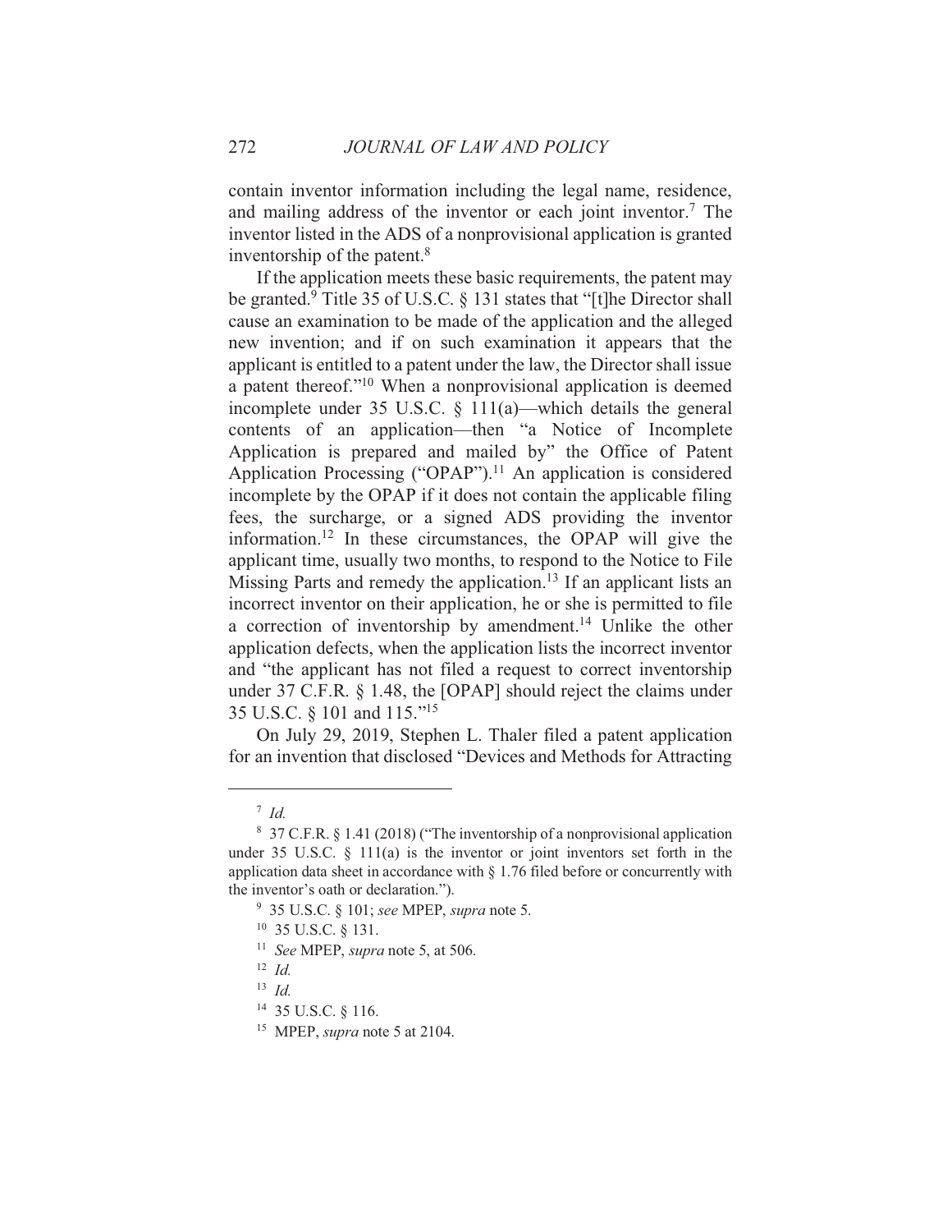contain inventor information including the legal name, residence, and mailing address of the inventor or each joint inventor.[7] The inventor listed in the ADS of a nonprovisional application is granted inventorship of the patent.[8]

If the application meets these basic requirements, the patent may be granted.[9] Title 35 of U.S.C. § 131 states that "[t]he Director shall cause an examination to be made of the application and the alleged new invention; and if on such examination it appears that the applicant is entitled to a patent under the law, the Director shall issue a patent thereof."[10] When a nonprovisional application is deemed incomplete under 35 U.S.C. § 111(a)—which details the general contents of an application—then "a Notice of Incomplete Application is prepared and mailed by" the Office of Patent Application Processing ("OPAP").[11] An application is considered incomplete by the OPAP if it does not contain the applicable filing fees, the surcharge, or a signed ADS providing the inventor information.[12] In these circumstances, the OPAP will give the applicant time, usually two months, to respond to the Notice to File Missing Parts and remedy the application.[13] If an applicant lists an incorrect inventor on their application, he or she is permitted to file a correction of inventorship by amendment.[14] Unlike the other application defects, when the application lists the incorrect inventor and "the applicant has not filed a request to correct inventorship under 37 C.F.R. § 1.48, the [OPAP] should reject the claims under 35 U.S.C. § 101 and 115."[15]

On July 29, 2019, Stephen L. Thaler filed a patent application for an invention that disclosed "Devices and Methods for Attracting

---

[7] *Id.*

[8] 37 C.F.R. § 1.41 (2018) ("The inventorship of a nonprovisional application under 35 U.S.C. § 111(a) is the inventor or joint inventors set forth in the application data sheet in accordance with § 1.76 filed before or concurrently with the inventor's oath or declaration.").

[9] 35 U.S.C. § 101; *see* MPEP, *supra* note 5.

[10] 35 U.S.C. § 131.

[11] *See* MPEP, *supra* note 5, at 506.

[12] *Id.*

[13] *Id.*

[14] 35 U.S.C. § 116.

[15] MPEP, *supra* note 5 at 2104.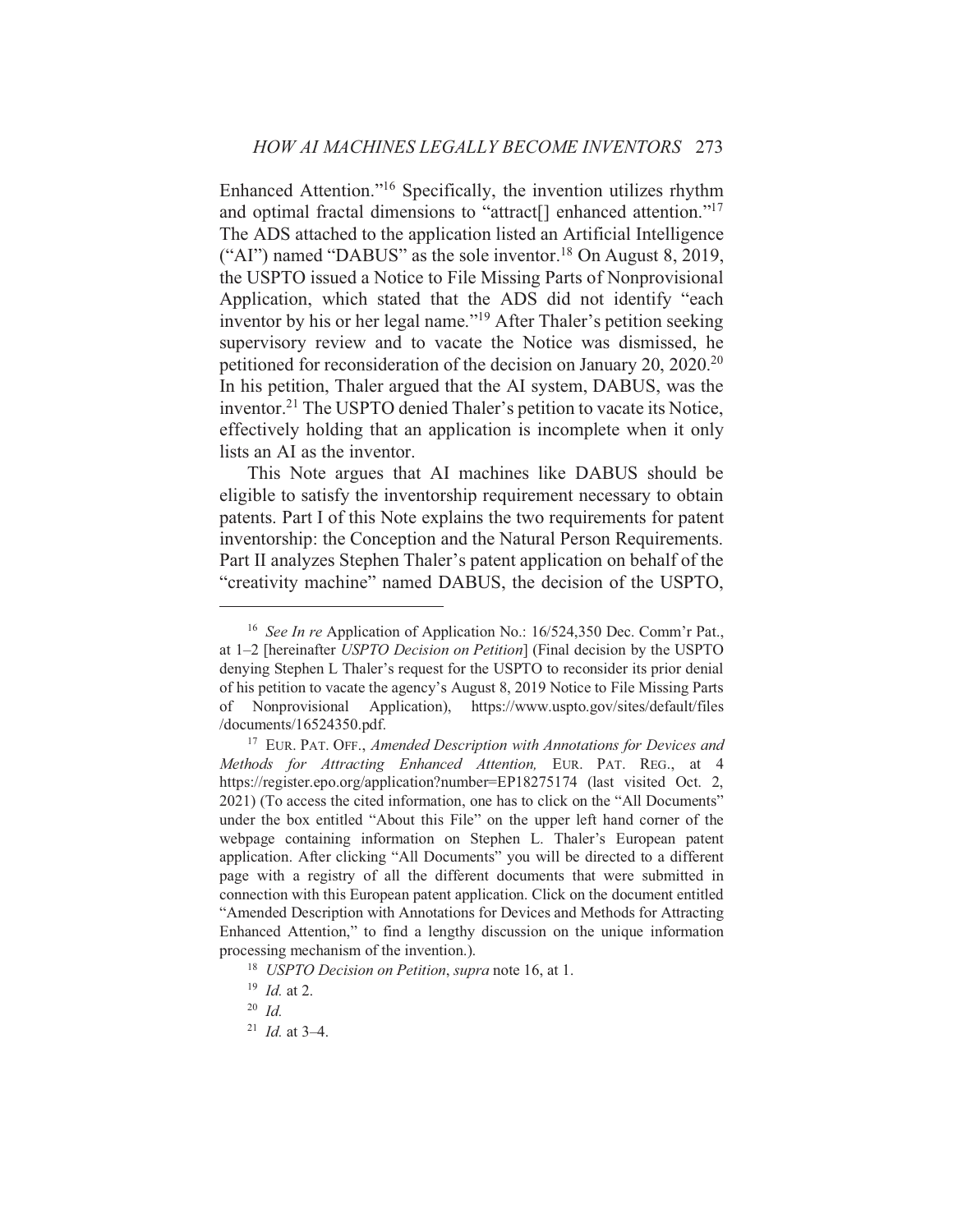Enhanced Attention."[16] Specifically, the invention utilizes rhythm and optimal fractal dimensions to "attract[] enhanced attention."[17] The ADS attached to the application listed an Artificial Intelligence ("AI") named "DABUS" as the sole inventor.[18] On August 8, 2019, the USPTO issued a Notice to File Missing Parts of Nonprovisional Application, which stated that the ADS did not identify "each inventor by his or her legal name."[19] After Thaler's petition seeking supervisory review and to vacate the Notice was dismissed, he petitioned for reconsideration of the decision on January 20, 2020.[20] In his petition, Thaler argued that the AI system, DABUS, was the inventor.[21] The USPTO denied Thaler's petition to vacate its Notice, effectively holding that an application is incomplete when it only lists an AI as the inventor.

This Note argues that AI machines like DABUS should be eligible to satisfy the inventorship requirement necessary to obtain patents. Part I of this Note explains the two requirements for patent inventorship: the Conception and the Natural Person Requirements. Part II analyzes Stephen Thaler's patent application on behalf of the "creativity machine" named DABUS, the decision of the USPTO,

---

[16] *See In re* Application of Application No.: 16/524,350 Dec. Comm'r Pat., at 1–2 [hereinafter *USPTO Decision on Petition*] (Final decision by the USPTO denying Stephen L Thaler's request for the USPTO to reconsider its prior denial of his petition to vacate the agency's August 8, 2019 Notice to File Missing Parts of Nonprovisional Application), https://www.uspto.gov/sites/default/files/documents/16524350.pdf.

[17] EUR. PAT. OFF., *Amended Description with Annotations for Devices and Methods for Attracting Enhanced Attention,* EUR. PAT. REG., at 4 https://register.epo.org/application?number=EP18275174 (last visited Oct. 2, 2021) (To access the cited information, one has to click on the "All Documents" under the box entitled "About this File" on the upper left hand corner of the webpage containing information on Stephen L. Thaler's European patent application. After clicking "All Documents" you will be directed to a different page with a registry of all the different documents that were submitted in connection with this European patent application. Click on the document entitled "Amended Description with Annotations for Devices and Methods for Attracting Enhanced Attention," to find a lengthy discussion on the unique information processing mechanism of the invention.).

[18] *USPTO Decision on Petition*, *supra* note 16, at 1.

[19] *Id.* at 2.

[20] *Id.*

[21] *Id.* at 3–4.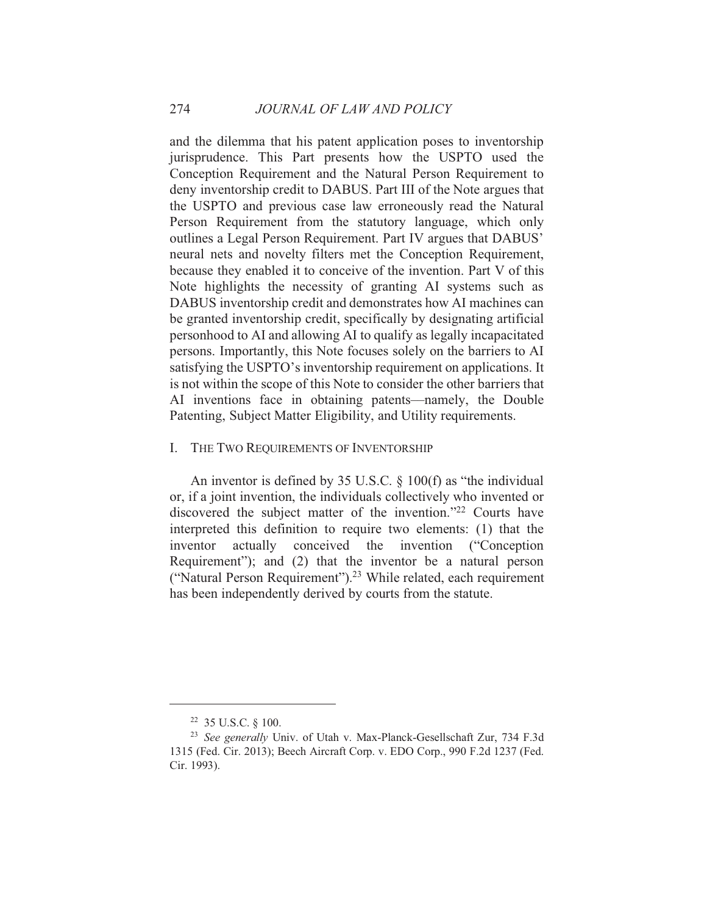and the dilemma that his patent application poses to inventorship jurisprudence. This Part presents how the USPTO used the Conception Requirement and the Natural Person Requirement to deny inventorship credit to DABUS. Part III of the Note argues that the USPTO and previous case law erroneously read the Natural Person Requirement from the statutory language, which only outlines a Legal Person Requirement. Part IV argues that DABUS' neural nets and novelty filters met the Conception Requirement, because they enabled it to conceive of the invention. Part V of this Note highlights the necessity of granting AI systems such as DABUS inventorship credit and demonstrates how AI machines can be granted inventorship credit, specifically by designating artificial personhood to AI and allowing AI to qualify as legally incapacitated persons. Importantly, this Note focuses solely on the barriers to AI satisfying the USPTO's inventorship requirement on applications. It is not within the scope of this Note to consider the other barriers that AI inventions face in obtaining patents—namely, the Double Patenting, Subject Matter Eligibility, and Utility requirements.

## I. The Two Requirements of Inventorship

An inventor is defined by 35 U.S.C. § 100(f) as "the individual or, if a joint invention, the individuals collectively who invented or discovered the subject matter of the invention."[22] Courts have interpreted this definition to require two elements: (1) that the inventor actually conceived the invention ("Conception Requirement"); and (2) that the inventor be a natural person ("Natural Person Requirement").[23] While related, each requirement has been independently derived by courts from the statute.

---

[22] 35 U.S.C. § 100.

[23] *See generally* Univ. of Utah v. Max-Planck-Gesellschaft Zur, 734 F.3d 1315 (Fed. Cir. 2013); Beech Aircraft Corp. v. EDO Corp., 990 F.2d 1237 (Fed. Cir. 1993).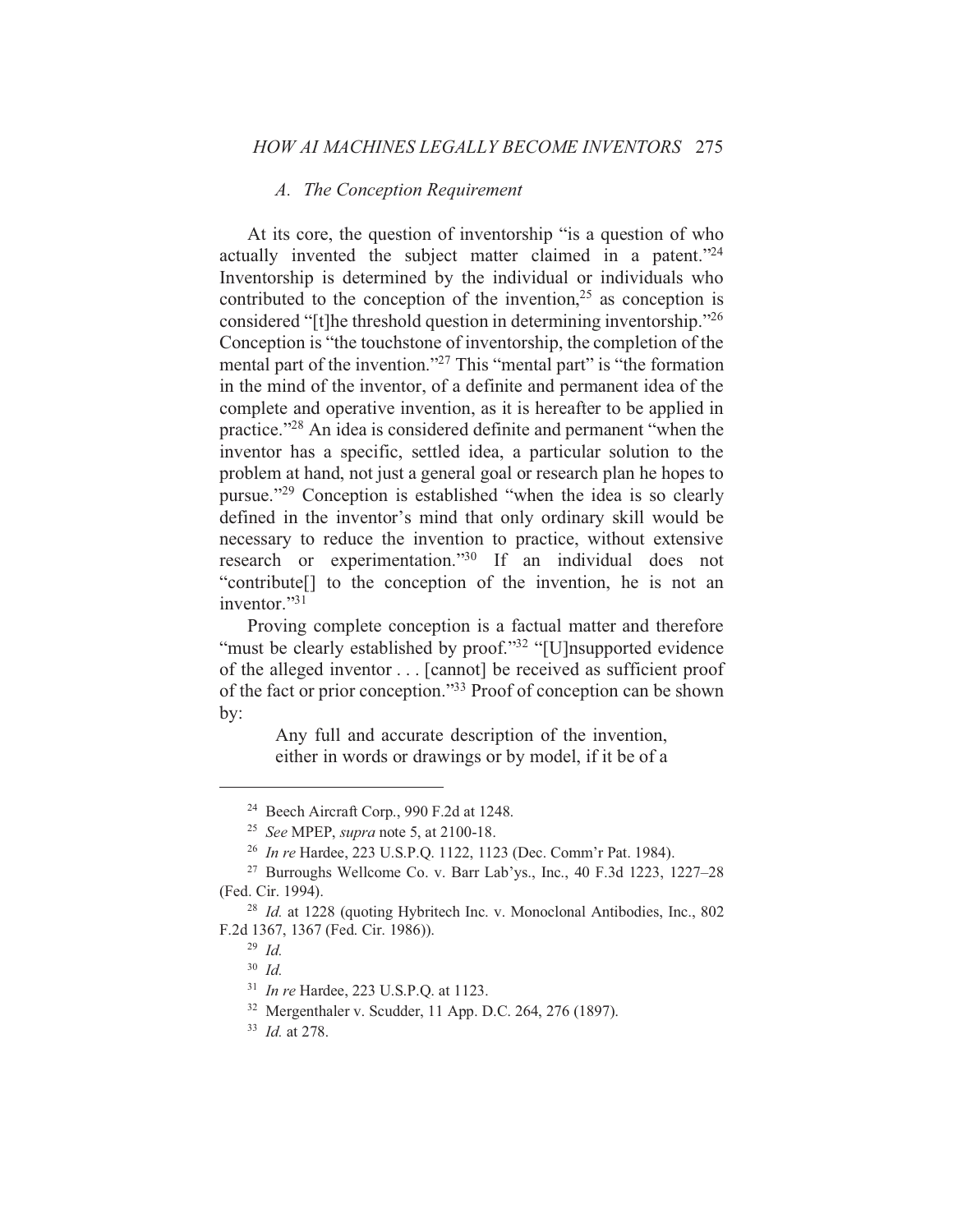### A. The Conception Requirement

At its core, the question of inventorship "is a question of who actually invented the subject matter claimed in a patent."[24] Inventorship is determined by the individual or individuals who contributed to the conception of the invention,[25] as conception is considered "[t]he threshold question in determining inventorship."[26] Conception is "the touchstone of inventorship, the completion of the mental part of the invention."[27] This "mental part" is "the formation in the mind of the inventor, of a definite and permanent idea of the complete and operative invention, as it is hereafter to be applied in practice."[28] An idea is considered definite and permanent "when the inventor has a specific, settled idea, a particular solution to the problem at hand, not just a general goal or research plan he hopes to pursue."[29] Conception is established "when the idea is so clearly defined in the inventor's mind that only ordinary skill would be necessary to reduce the invention to practice, without extensive research or experimentation."[30] If an individual does not "contribute[] to the conception of the invention, he is not an inventor."[31]

Proving complete conception is a factual matter and therefore "must be clearly established by proof."[32] "[U]nsupported evidence of the alleged inventor . . . [cannot] be received as sufficient proof of the fact or prior conception."[33] Proof of conception can be shown by:

> Any full and accurate description of the invention, either in words or drawings or by model, if it be of a

---

[24] Beech Aircraft Corp., 990 F.2d at 1248.

[25] *See* MPEP, *supra* note 5, at 2100-18.

[26] *In re* Hardee, 223 U.S.P.Q. 1122, 1123 (Dec. Comm'r Pat. 1984).

[27] Burroughs Wellcome Co. v. Barr Lab'ys., Inc., 40 F.3d 1223, 1227–28 (Fed. Cir. 1994).

[28] *Id.* at 1228 (quoting Hybritech Inc. v. Monoclonal Antibodies, Inc., 802 F.2d 1367, 1367 (Fed. Cir. 1986)).

[29] *Id.*

[30] *Id.*

[31] *In re* Hardee, 223 U.S.P.Q. at 1123.

[32] Mergenthaler v. Scudder, 11 App. D.C. 264, 276 (1897).

[33] *Id.* at 278.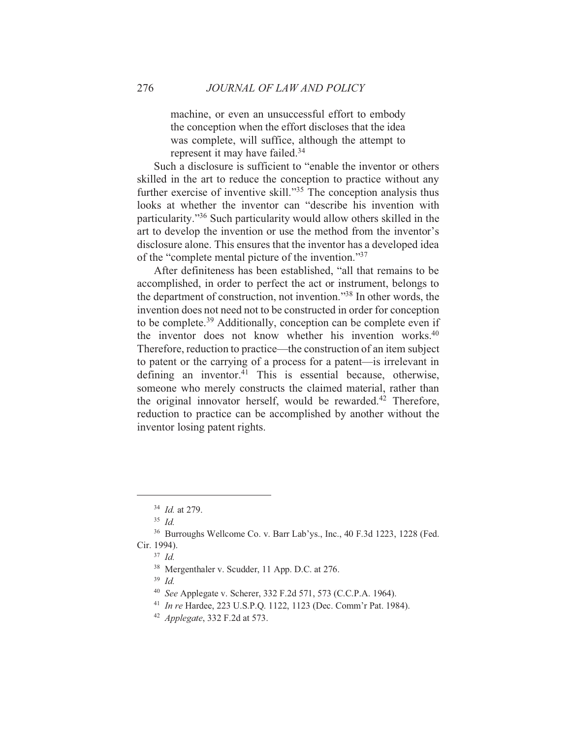> machine, or even an unsuccessful effort to embody the conception when the effort discloses that the idea was complete, will suffice, although the attempt to represent it may have failed.[34]

Such a disclosure is sufficient to "enable the inventor or others skilled in the art to reduce the conception to practice without any further exercise of inventive skill."[35] The conception analysis thus looks at whether the inventor can "describe his invention with particularity."[36] Such particularity would allow others skilled in the art to develop the invention or use the method from the inventor's disclosure alone. This ensures that the inventor has a developed idea of the "complete mental picture of the invention."[37]

After definiteness has been established, "all that remains to be accomplished, in order to perfect the act or instrument, belongs to the department of construction, not invention."[38] In other words, the invention does not need not to be constructed in order for conception to be complete.[39] Additionally, conception can be complete even if the inventor does not know whether his invention works.[40] Therefore, reduction to practice—the construction of an item subject to patent or the carrying of a process for a patent—is irrelevant in defining an inventor.[41] This is essential because, otherwise, someone who merely constructs the claimed material, rather than the original innovator herself, would be rewarded.[42] Therefore, reduction to practice can be accomplished by another without the inventor losing patent rights.

---

[34] *Id.* at 279.

[35] *Id.*

[36] Burroughs Wellcome Co. v. Barr Lab'ys., Inc., 40 F.3d 1223, 1228 (Fed. Cir. 1994).

[37] *Id.*

[38] Mergenthaler v. Scudder, 11 App. D.C. at 276.

[39] *Id.*

[40] *See* Applegate v. Scherer, 332 F.2d 571, 573 (C.C.P.A. 1964).

[41] *In re* Hardee, 223 U.S.P.Q. 1122, 1123 (Dec. Comm'r Pat. 1984).

[42] *Applegate*, 332 F.2d at 573.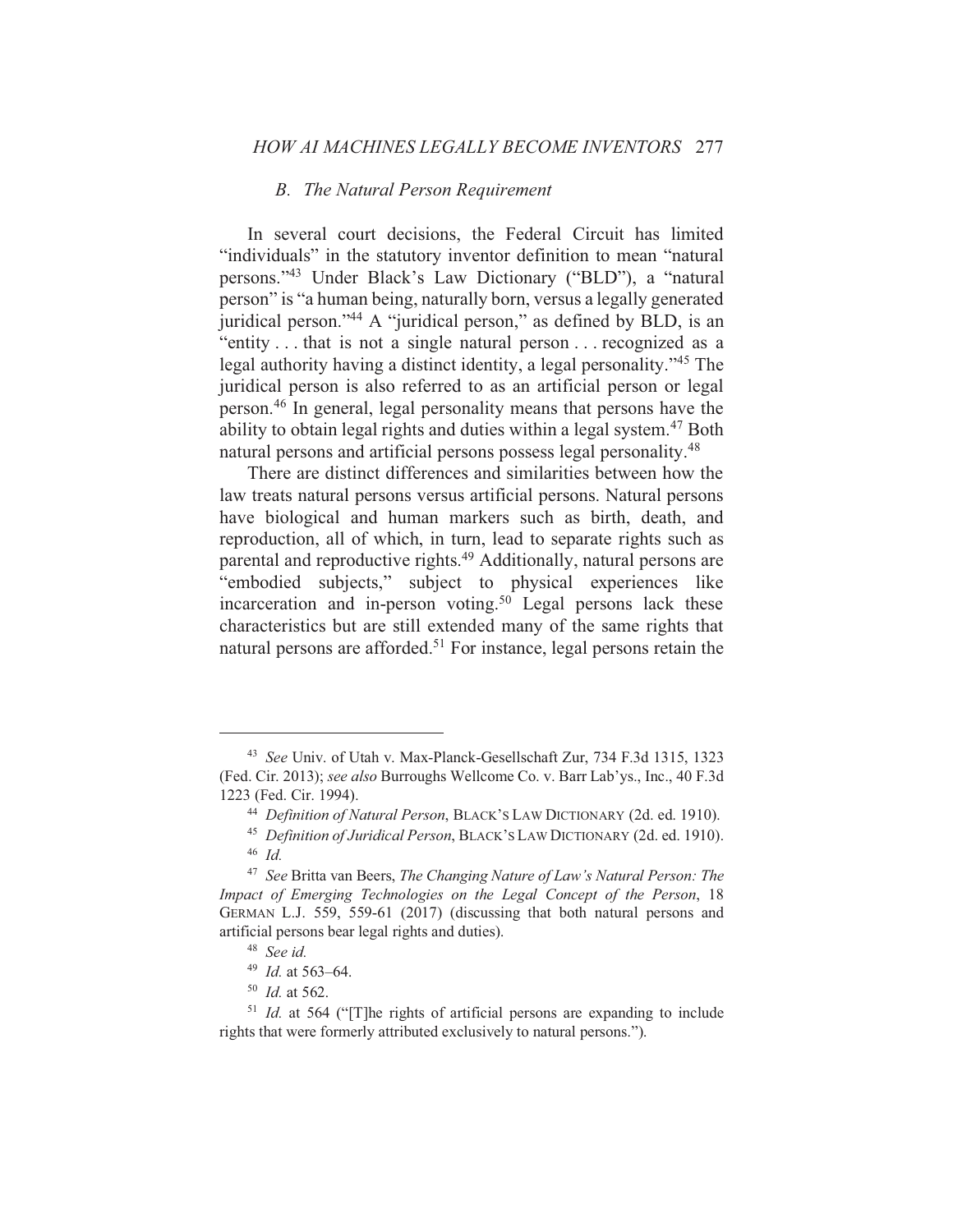### *B. The Natural Person Requirement*

In several court decisions, the Federal Circuit has limited "individuals" in the statutory inventor definition to mean "natural persons."[43] Under Black's Law Dictionary ("BLD"), a "natural person" is "a human being, naturally born, versus a legally generated juridical person."[44] A "juridical person," as defined by BLD, is an "entity . . . that is not a single natural person . . . recognized as a legal authority having a distinct identity, a legal personality."[45] The juridical person is also referred to as an artificial person or legal person.[46] In general, legal personality means that persons have the ability to obtain legal rights and duties within a legal system.[47] Both natural persons and artificial persons possess legal personality.[48]

There are distinct differences and similarities between how the law treats natural persons versus artificial persons. Natural persons have biological and human markers such as birth, death, and reproduction, all of which, in turn, lead to separate rights such as parental and reproductive rights.[49] Additionally, natural persons are "embodied subjects," subject to physical experiences like incarceration and in-person voting.[50] Legal persons lack these characteristics but are still extended many of the same rights that natural persons are afforded.[51] For instance, legal persons retain the

---

[43] *See* Univ. of Utah v. Max-Planck-Gesellschaft Zur, 734 F.3d 1315, 1323 (Fed. Cir. 2013); *see also* Burroughs Wellcome Co. v. Barr Lab'ys., Inc., 40 F.3d 1223 (Fed. Cir. 1994).

[44] *Definition of Natural Person*, BLACK'S LAW DICTIONARY (2d. ed. 1910).

[45] *Definition of Juridical Person*, BLACK'S LAW DICTIONARY (2d. ed. 1910).

[46] *Id.*

[47] *See* Britta van Beers, *The Changing Nature of Law's Natural Person: The Impact of Emerging Technologies on the Legal Concept of the Person*, 18 GERMAN L.J. 559, 559-61 (2017) (discussing that both natural persons and artificial persons bear legal rights and duties).

[48] *See id.*

[49] *Id.* at 563–64.

[50] *Id.* at 562.

[51] *Id.* at 564 ("[T]he rights of artificial persons are expanding to include rights that were formerly attributed exclusively to natural persons.").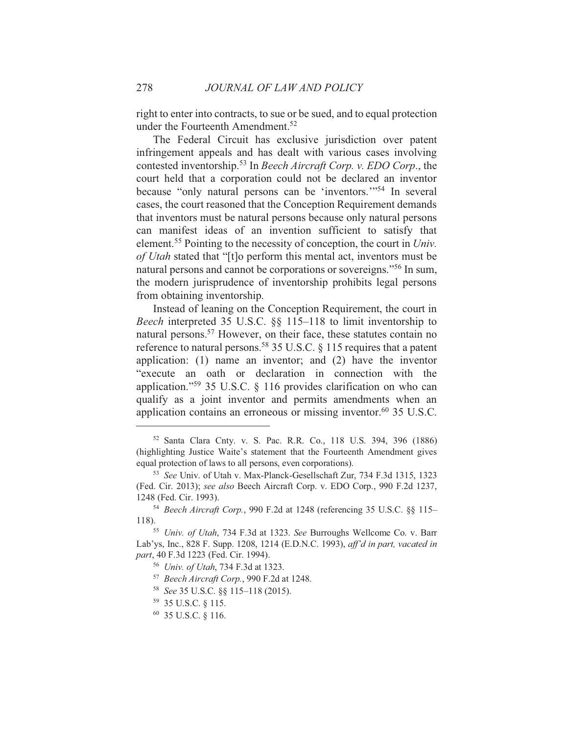right to enter into contracts, to sue or be sued, and to equal protection under the Fourteenth Amendment.[52]

The Federal Circuit has exclusive jurisdiction over patent infringement appeals and has dealt with various cases involving contested inventorship.[53] In *Beech Aircraft Corp. v. EDO Corp*., the court held that a corporation could not be declared an inventor because "only natural persons can be 'inventors.'"[54] In several cases, the court reasoned that the Conception Requirement demands that inventors must be natural persons because only natural persons can manifest ideas of an invention sufficient to satisfy that element.[55] Pointing to the necessity of conception, the court in *Univ. of Utah* stated that "[t]o perform this mental act, inventors must be natural persons and cannot be corporations or sovereigns."[56] In sum, the modern jurisprudence of inventorship prohibits legal persons from obtaining inventorship.

Instead of leaning on the Conception Requirement, the court in *Beech* interpreted 35 U.S.C. §§ 115–118 to limit inventorship to natural persons.[57] However, on their face, these statutes contain no reference to natural persons.[58] 35 U.S.C. § 115 requires that a patent application: (1) name an inventor; and (2) have the inventor "execute an oath or declaration in connection with the application."[59] 35 U.S.C. § 116 provides clarification on who can qualify as a joint inventor and permits amendments when an application contains an erroneous or missing inventor.[60] 35 U.S.C.

---

[52] Santa Clara Cnty. v. S. Pac. R.R. Co., 118 U.S. 394, 396 (1886) (highlighting Justice Waite's statement that the Fourteenth Amendment gives equal protection of laws to all persons, even corporations).

[53] *See* Univ. of Utah v. Max-Planck-Gesellschaft Zur, 734 F.3d 1315, 1323 (Fed. Cir. 2013); *see also* Beech Aircraft Corp. v. EDO Corp., 990 F.2d 1237, 1248 (Fed. Cir. 1993).

[54] *Beech Aircraft Corp.*, 990 F.2d at 1248 (referencing 35 U.S.C. §§ 115–118).

[55] *Univ. of Utah*, 734 F.3d at 1323. *See* Burroughs Wellcome Co. v. Barr Lab'ys, Inc., 828 F. Supp. 1208, 1214 (E.D.N.C. 1993), *aff'd in part, vacated in part*, 40 F.3d 1223 (Fed. Cir. 1994).

[56] *Univ. of Utah*, 734 F.3d at 1323.

[57] *Beech Aircraft Corp.*, 990 F.2d at 1248.

[58] *See* 35 U.S.C. §§ 115–118 (2015).

[59] 35 U.S.C. § 115.

[60] 35 U.S.C. § 116.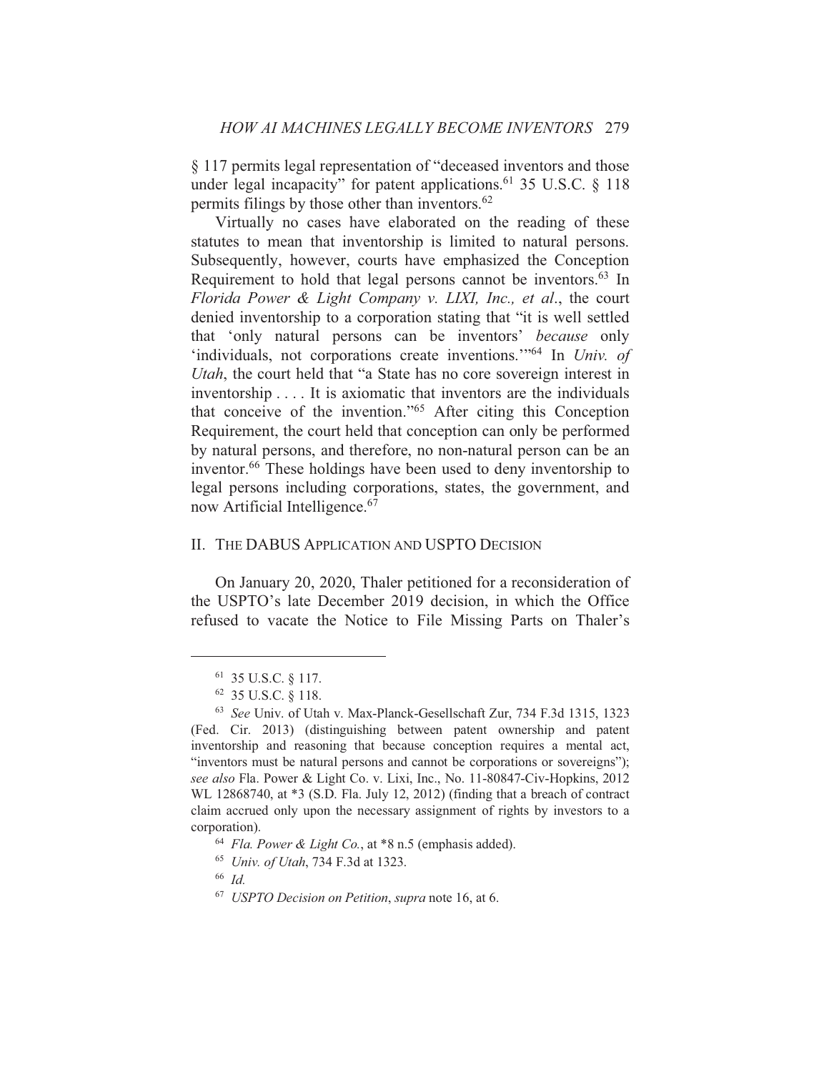§ 117 permits legal representation of "deceased inventors and those under legal incapacity" for patent applications.[61] 35 U.S.C. § 118 permits filings by those other than inventors.[62]

Virtually no cases have elaborated on the reading of these statutes to mean that inventorship is limited to natural persons. Subsequently, however, courts have emphasized the Conception Requirement to hold that legal persons cannot be inventors.[63] In *Florida Power & Light Company v. LIXI, Inc., et al*., the court denied inventorship to a corporation stating that "it is well settled that 'only natural persons can be inventors' *because* only 'individuals, not corporations create inventions.'"[64] In *Univ. of Utah*, the court held that "a State has no core sovereign interest in inventorship . . . . It is axiomatic that inventors are the individuals that conceive of the invention."[65] After citing this Conception Requirement, the court held that conception can only be performed by natural persons, and therefore, no non-natural person can be an inventor.[66] These holdings have been used to deny inventorship to legal persons including corporations, states, the government, and now Artificial Intelligence.[67]

## II. THE DABUS APPLICATION AND USPTO DECISION

On January 20, 2020, Thaler petitioned for a reconsideration of the USPTO's late December 2019 decision, in which the Office refused to vacate the Notice to File Missing Parts on Thaler's

---

[61] 35 U.S.C. § 117.

[62] 35 U.S.C. § 118.

[63] *See* Univ. of Utah v. Max-Planck-Gesellschaft Zur, 734 F.3d 1315, 1323 (Fed. Cir. 2013) (distinguishing between patent ownership and patent inventorship and reasoning that because conception requires a mental act, "inventors must be natural persons and cannot be corporations or sovereigns"); *see also* Fla. Power & Light Co. v. Lixi, Inc., No. 11-80847-Civ-Hopkins, 2012 WL 12868740, at *3 (S.D. Fla. July 12, 2012) (finding that a breach of contract claim accrued only upon the necessary assignment of rights by investors to a corporation).

[64] *Fla. Power & Light Co.*, at *8 n.5 (emphasis added).

[65] *Univ. of Utah*, 734 F.3d at 1323.

[66] *Id.*

[67] *USPTO Decision on Petition*, *supra* note 16, at 6.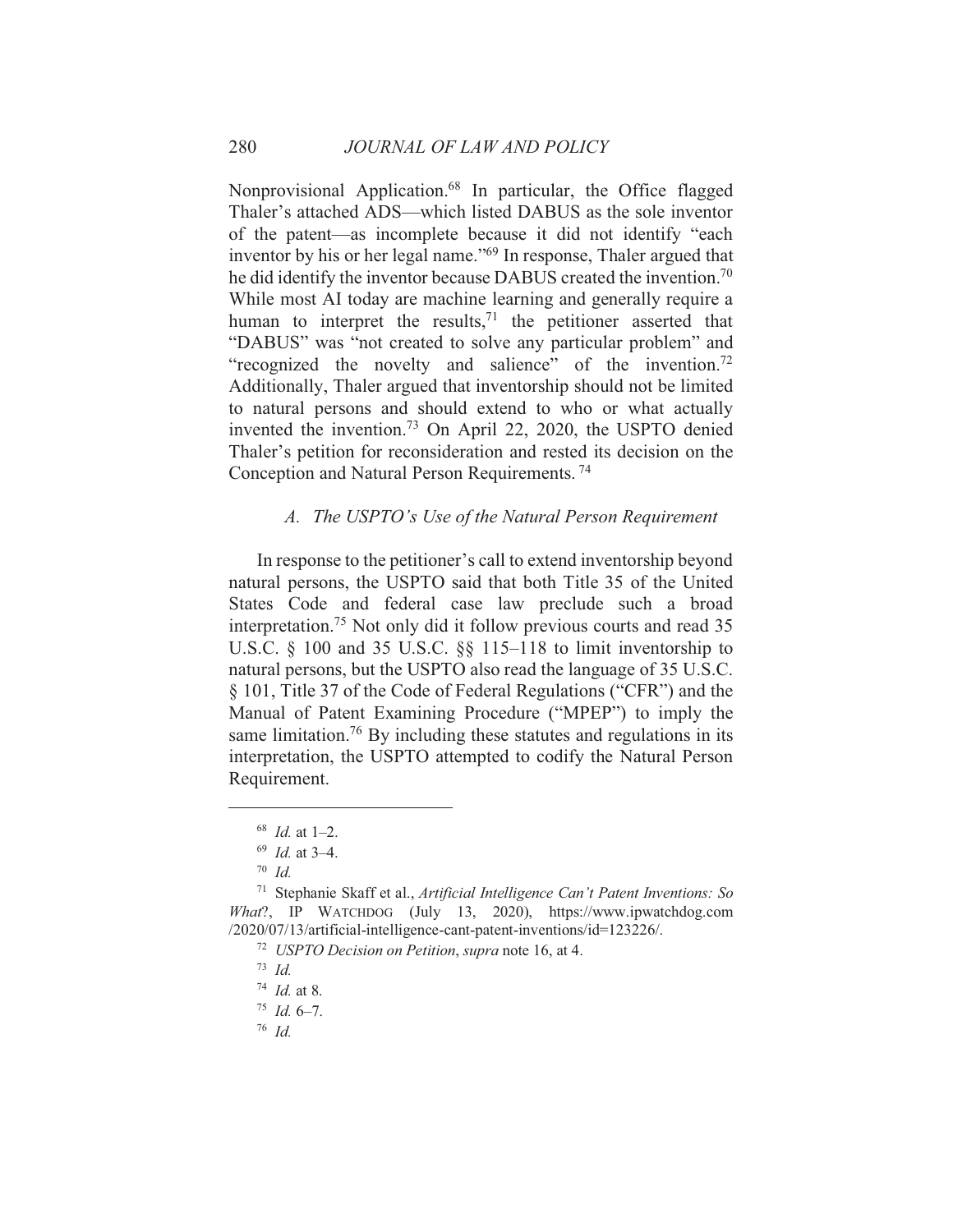Nonprovisional Application.[68] In particular, the Office flagged Thaler's attached ADS—which listed DABUS as the sole inventor of the patent—as incomplete because it did not identify "each inventor by his or her legal name."[69] In response, Thaler argued that he did identify the inventor because DABUS created the invention.[70] While most AI today are machine learning and generally require a human to interpret the results,[71] the petitioner asserted that "DABUS" was "not created to solve any particular problem" and "recognized the novelty and salience" of the invention.[72] Additionally, Thaler argued that inventorship should not be limited to natural persons and should extend to who or what actually invented the invention.[73] On April 22, 2020, the USPTO denied Thaler's petition for reconsideration and rested its decision on the Conception and Natural Person Requirements.[74]

### *A. The USPTO's Use of the Natural Person Requirement*

In response to the petitioner's call to extend inventorship beyond natural persons, the USPTO said that both Title 35 of the United States Code and federal case law preclude such a broad interpretation.[75] Not only did it follow previous courts and read 35 U.S.C. § 100 and 35 U.S.C. §§ 115–118 to limit inventorship to natural persons, but the USPTO also read the language of 35 U.S.C. § 101, Title 37 of the Code of Federal Regulations ("CFR") and the Manual of Patent Examining Procedure ("MPEP") to imply the same limitation.[76] By including these statutes and regulations in its interpretation, the USPTO attempted to codify the Natural Person Requirement.

---

[68] *Id.* at 1–2.

[69] *Id.* at 3–4.

[70] *Id.*

[71] Stephanie Skaff et al., *Artificial Intelligence Can't Patent Inventions: So What*?, IP WATCHDOG (July 13, 2020), https://www.ipwatchdog.com/2020/07/13/artificial-intelligence-cant-patent-inventions/id=123226/.

[72] *USPTO Decision on Petition*, *supra* note 16, at 4.

[73] *Id.*

[74] *Id.* at 8.

[75] *Id.* 6–7.

[76] *Id.*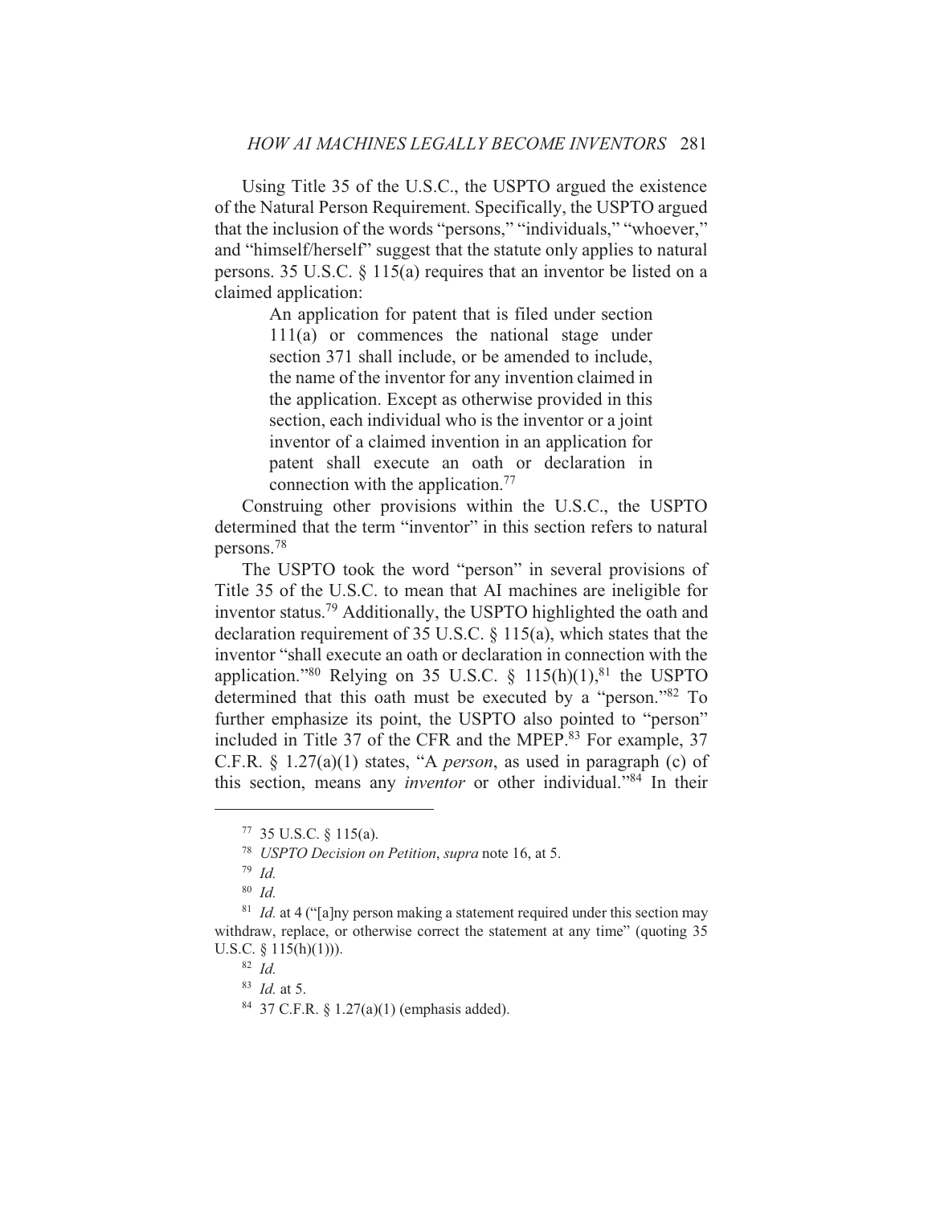Using Title 35 of the U.S.C., the USPTO argued the existence of the Natural Person Requirement. Specifically, the USPTO argued that the inclusion of the words "persons," "individuals," "whoever," and "himself/herself" suggest that the statute only applies to natural persons. 35 U.S.C. § 115(a) requires that an inventor be listed on a claimed application:

> An application for patent that is filed under section 111(a) or commences the national stage under section 371 shall include, or be amended to include, the name of the inventor for any invention claimed in the application. Except as otherwise provided in this section, each individual who is the inventor or a joint inventor of a claimed invention in an application for patent shall execute an oath or declaration in connection with the application.[77]

Construing other provisions within the U.S.C., the USPTO determined that the term "inventor" in this section refers to natural persons.[78]

The USPTO took the word "person" in several provisions of Title 35 of the U.S.C. to mean that AI machines are ineligible for inventor status.[79] Additionally, the USPTO highlighted the oath and declaration requirement of 35 U.S.C. § 115(a), which states that the inventor "shall execute an oath or declaration in connection with the application."[80] Relying on 35 U.S.C. § 115(h)(1),[81] the USPTO determined that this oath must be executed by a "person."[82] To further emphasize its point, the USPTO also pointed to "person" included in Title 37 of the CFR and the MPEP.[83] For example, 37 C.F.R. § 1.27(a)(1) states, "A *person*, as used in paragraph (c) of this section, means any *inventor* or other individual."[84] In their

---

[77] 35 U.S.C. § 115(a).

[78] *USPTO Decision on Petition*, *supra* note 16, at 5.

[79] *Id.*

[80] *Id.*

[81] *Id.* at 4 ("[a]ny person making a statement required under this section may withdraw, replace, or otherwise correct the statement at any time" (quoting 35 U.S.C. § 115(h)(1))).

[82] *Id.*

[83] *Id.* at 5.

[84] 37 C.F.R. § 1.27(a)(1) (emphasis added).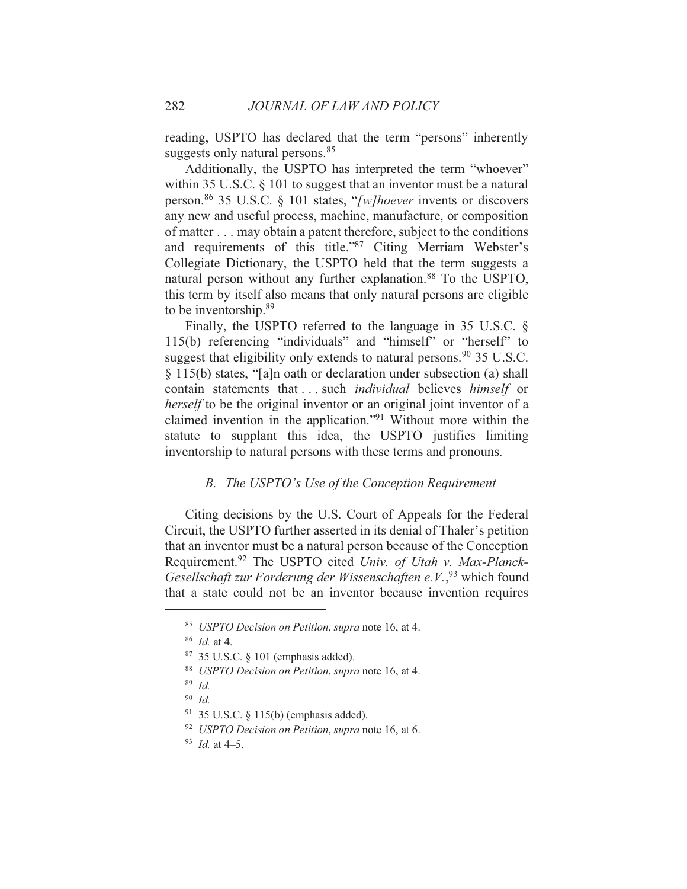reading, USPTO has declared that the term "persons" inherently suggests only natural persons.[85]

Additionally, the USPTO has interpreted the term "whoever" within 35 U.S.C. § 101 to suggest that an inventor must be a natural person.[86] 35 U.S.C. § 101 states, "*[w]hoever* invents or discovers any new and useful process, machine, manufacture, or composition of matter . . . may obtain a patent therefore, subject to the conditions and requirements of this title."[87] Citing Merriam Webster's Collegiate Dictionary, the USPTO held that the term suggests a natural person without any further explanation.[88] To the USPTO, this term by itself also means that only natural persons are eligible to be inventorship.[89]

Finally, the USPTO referred to the language in 35 U.S.C. § 115(b) referencing "individuals" and "himself" or "herself" to suggest that eligibility only extends to natural persons.[90] 35 U.S.C. § 115(b) states, "[a]n oath or declaration under subsection (a) shall contain statements that . . . such *individual* believes *himself* or *herself* to be the original inventor or an original joint inventor of a claimed invention in the application."[91] Without more within the statute to supplant this idea, the USPTO justifies limiting inventorship to natural persons with these terms and pronouns.

### *B. The USPTO's Use of the Conception Requirement*

Citing decisions by the U.S. Court of Appeals for the Federal Circuit, the USPTO further asserted in its denial of Thaler's petition that an inventor must be a natural person because of the Conception Requirement.[92] The USPTO cited *Univ. of Utah v. Max-Planck-Gesellschaft zur Forderung der Wissenschaften e.V.*,[93] which found that a state could not be an inventor because invention requires

---

[85] *USPTO Decision on Petition*, *supra* note 16, at 4.

[86] *Id.* at 4.

[87] 35 U.S.C. § 101 (emphasis added).

[88] *USPTO Decision on Petition*, *supra* note 16, at 4.

[89] *Id.*

[90] *Id.*

[91] 35 U.S.C. § 115(b) (emphasis added).

[92] *USPTO Decision on Petition*, *supra* note 16, at 6.

[93] *Id.* at 4–5.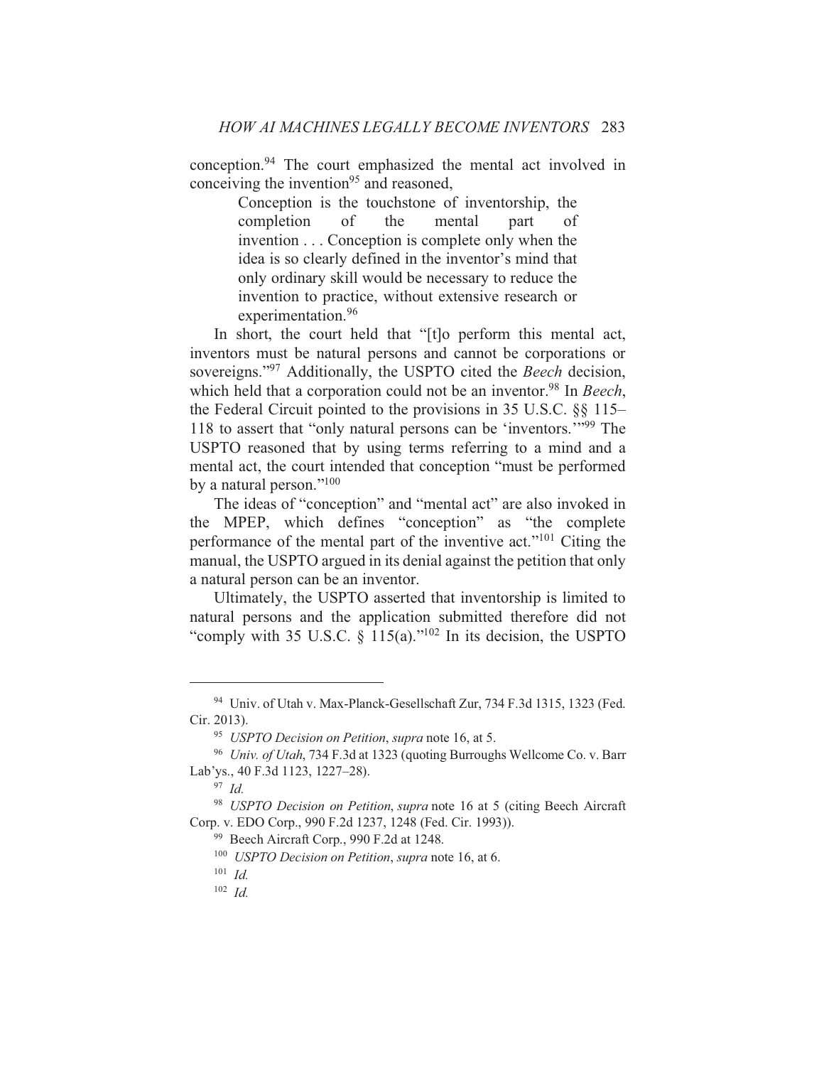conception.[94] The court emphasized the mental act involved in conceiving the invention[95] and reasoned,

> Conception is the touchstone of inventorship, the completion of the mental part of invention . . . Conception is complete only when the idea is so clearly defined in the inventor's mind that only ordinary skill would be necessary to reduce the invention to practice, without extensive research or experimentation.[96]

In short, the court held that "[t]o perform this mental act, inventors must be natural persons and cannot be corporations or sovereigns."[97] Additionally, the USPTO cited the *Beech* decision, which held that a corporation could not be an inventor.[98] In *Beech*, the Federal Circuit pointed to the provisions in 35 U.S.C. §§ 115–118 to assert that "only natural persons can be 'inventors.'"[99] The USPTO reasoned that by using terms referring to a mind and a mental act, the court intended that conception "must be performed by a natural person."[100]

The ideas of "conception" and "mental act" are also invoked in the MPEP, which defines "conception" as "the complete performance of the mental part of the inventive act."[101] Citing the manual, the USPTO argued in its denial against the petition that only a natural person can be an inventor.

Ultimately, the USPTO asserted that inventorship is limited to natural persons and the application submitted therefore did not "comply with 35 U.S.C. § 115(a)."[102] In its decision, the USPTO

---

[94] Univ. of Utah v. Max-Planck-Gesellschaft Zur, 734 F.3d 1315, 1323 (Fed. Cir. 2013).

[95] *USPTO Decision on Petition*, *supra* note 16, at 5.

[96] *Univ. of Utah*, 734 F.3d at 1323 (quoting Burroughs Wellcome Co. v. Barr Lab'ys., 40 F.3d 1123, 1227–28).

[97] *Id.*

[98] *USPTO Decision on Petition*, *supra* note 16 at 5 (citing Beech Aircraft Corp. v. EDO Corp., 990 F.2d 1237, 1248 (Fed. Cir. 1993)).

[99] Beech Aircraft Corp., 990 F.2d at 1248.

[100] *USPTO Decision on Petition*, *supra* note 16, at 6.

[101] *Id.*

[102] *Id.*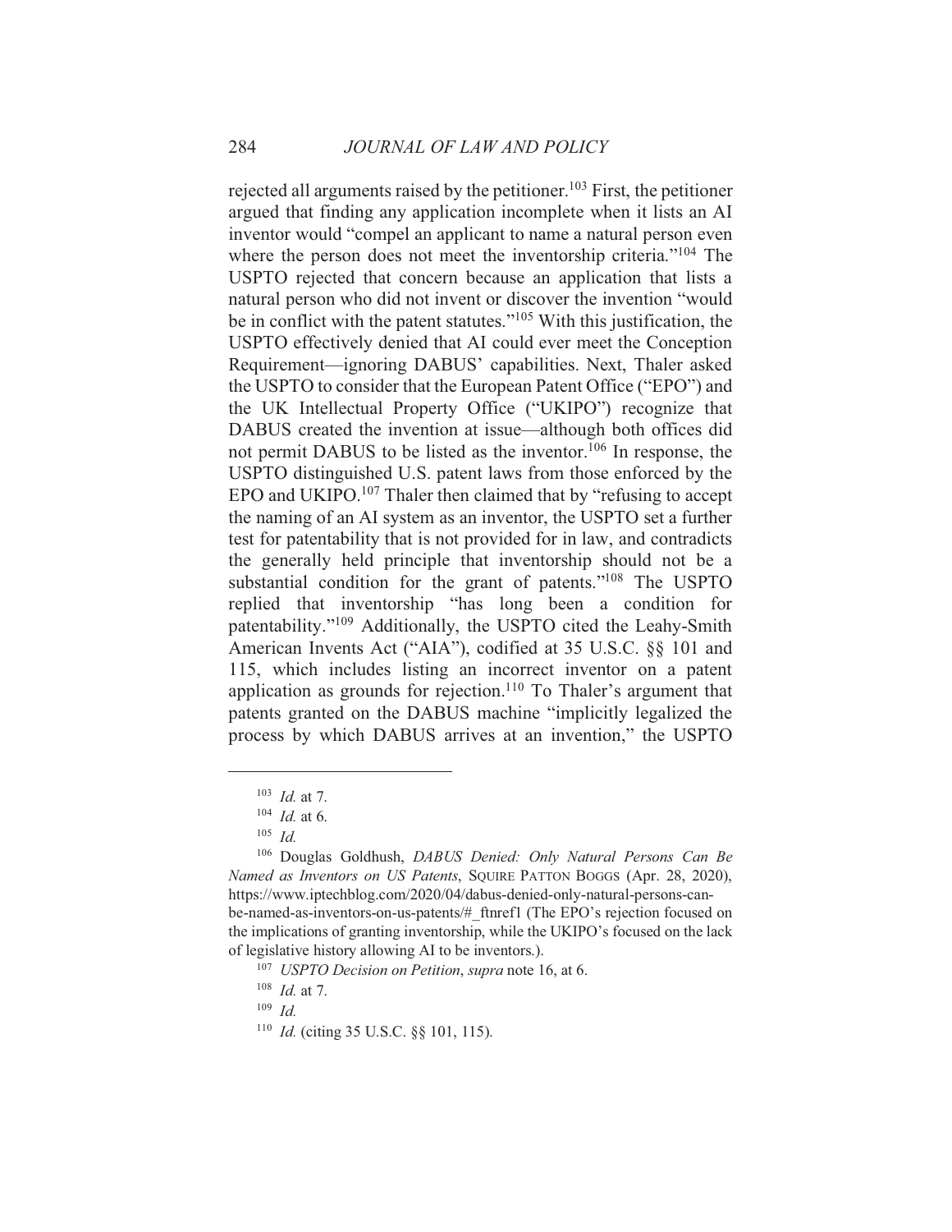rejected all arguments raised by the petitioner.[103] First, the petitioner argued that finding any application incomplete when it lists an AI inventor would "compel an applicant to name a natural person even where the person does not meet the inventorship criteria."[104] The USPTO rejected that concern because an application that lists a natural person who did not invent or discover the invention "would be in conflict with the patent statutes."[105] With this justification, the USPTO effectively denied that AI could ever meet the Conception Requirement—ignoring DABUS' capabilities. Next, Thaler asked the USPTO to consider that the European Patent Office ("EPO") and the UK Intellectual Property Office ("UKIPO") recognize that DABUS created the invention at issue—although both offices did not permit DABUS to be listed as the inventor.[106] In response, the USPTO distinguished U.S. patent laws from those enforced by the EPO and UKIPO.[107] Thaler then claimed that by "refusing to accept the naming of an AI system as an inventor, the USPTO set a further test for patentability that is not provided for in law, and contradicts the generally held principle that inventorship should not be a substantial condition for the grant of patents."[108] The USPTO replied that inventorship "has long been a condition for patentability."[109] Additionally, the USPTO cited the Leahy-Smith American Invents Act ("AIA"), codified at 35 U.S.C. §§ 101 and 115, which includes listing an incorrect inventor on a patent application as grounds for rejection.[110] To Thaler's argument that patents granted on the DABUS machine "implicitly legalized the process by which DABUS arrives at an invention," the USPTO

---

[103] *Id.* at 7.

[104] *Id.* at 6.

[105] *Id.*

[106] Douglas Goldhush, *DABUS Denied: Only Natural Persons Can Be Named as Inventors on US Patents*, SQUIRE PATTON BOGGS (Apr. 28, 2020), https://www.iptechblog.com/2020/04/dabus-denied-only-natural-persons-can-be-named-as-inventors-on-us-patents/#_ftnref1 (The EPO's rejection focused on the implications of granting inventorship, while the UKIPO's focused on the lack of legislative history allowing AI to be inventors.).

[107] *USPTO Decision on Petition*, *supra* note 16, at 6.

[108] *Id.* at 7.

[109] *Id.*

[110] *Id.* (citing 35 U.S.C. §§ 101, 115).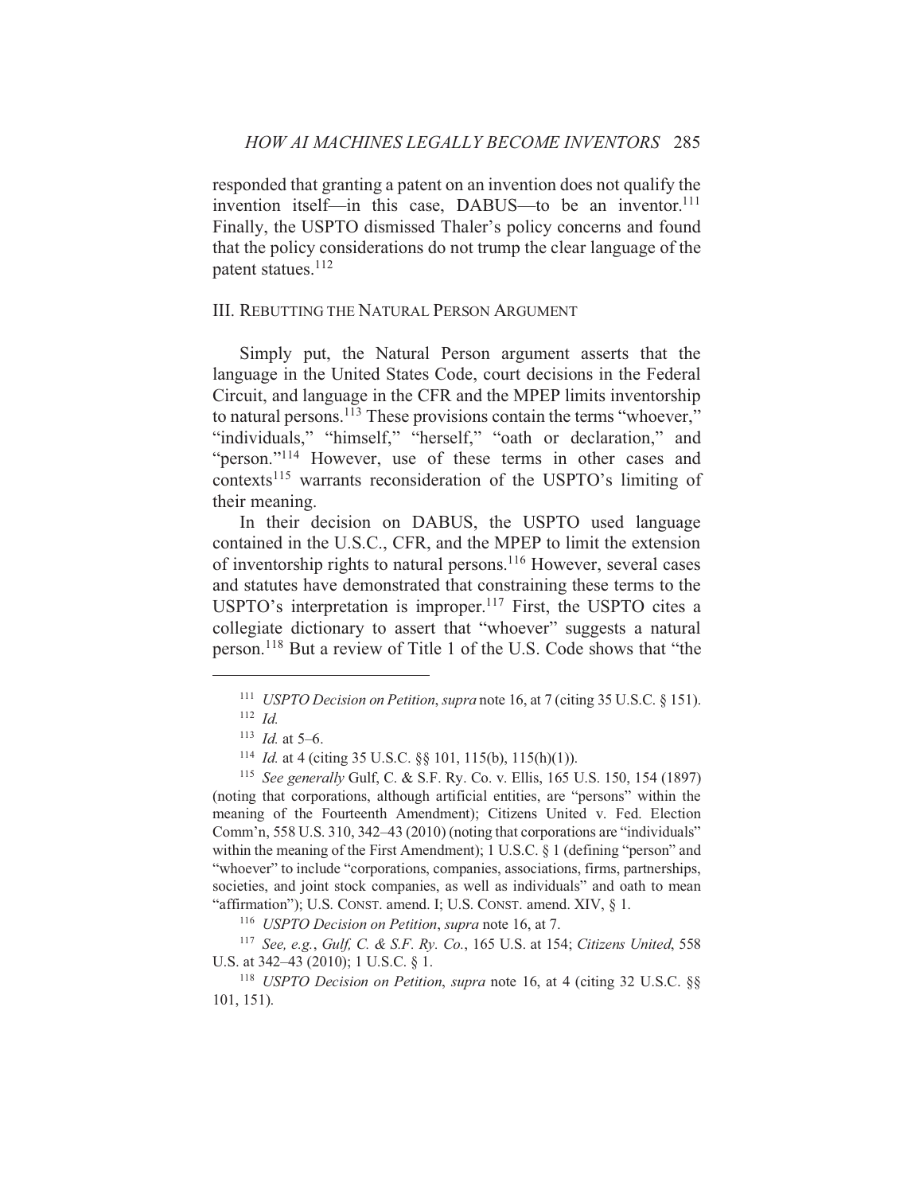responded that granting a patent on an invention does not qualify the invention itself—in this case, DABUS—to be an inventor.[111] Finally, the USPTO dismissed Thaler's policy concerns and found that the policy considerations do not trump the clear language of the patent statues.[112]

## III. Rebutting the Natural Person Argument

Simply put, the Natural Person argument asserts that the language in the United States Code, court decisions in the Federal Circuit, and language in the CFR and the MPEP limits inventorship to natural persons.[113] These provisions contain the terms "whoever," "individuals," "himself," "herself," "oath or declaration," and "person."[114] However, use of these terms in other cases and contexts[115] warrants reconsideration of the USPTO's limiting of their meaning.

In their decision on DABUS, the USPTO used language contained in the U.S.C., CFR, and the MPEP to limit the extension of inventorship rights to natural persons.[116] However, several cases and statutes have demonstrated that constraining these terms to the USPTO's interpretation is improper.[117] First, the USPTO cites a collegiate dictionary to assert that "whoever" suggests a natural person.[118] But a review of Title 1 of the U.S. Code shows that "the

---

[111] *USPTO Decision on Petition*, *supra* note 16, at 7 (citing 35 U.S.C. § 151).

[112] *Id.*

[113] *Id.* at 5–6.

[114] *Id.* at 4 (citing 35 U.S.C. §§ 101, 115(b), 115(h)(1)).

[115] *See generally* Gulf, C. & S.F. Ry. Co. v. Ellis, 165 U.S. 150, 154 (1897) (noting that corporations, although artificial entities, are "persons" within the meaning of the Fourteenth Amendment); Citizens United v. Fed. Election Comm'n, 558 U.S. 310, 342–43 (2010) (noting that corporations are "individuals" within the meaning of the First Amendment); 1 U.S.C. § 1 (defining "person" and "whoever" to include "corporations, companies, associations, firms, partnerships, societies, and joint stock companies, as well as individuals" and oath to mean "affirmation"); U.S. Const. amend. I; U.S. Const. amend. XIV, § 1.

[116] *USPTO Decision on Petition*, *supra* note 16, at 7.

[117] *See, e.g.*, *Gulf, C. & S.F. Ry. Co.*, 165 U.S. at 154; *Citizens United*, 558 U.S. at 342–43 (2010); 1 U.S.C. § 1.

[118] *USPTO Decision on Petition*, *supra* note 16, at 4 (citing 32 U.S.C. §§ 101, 151).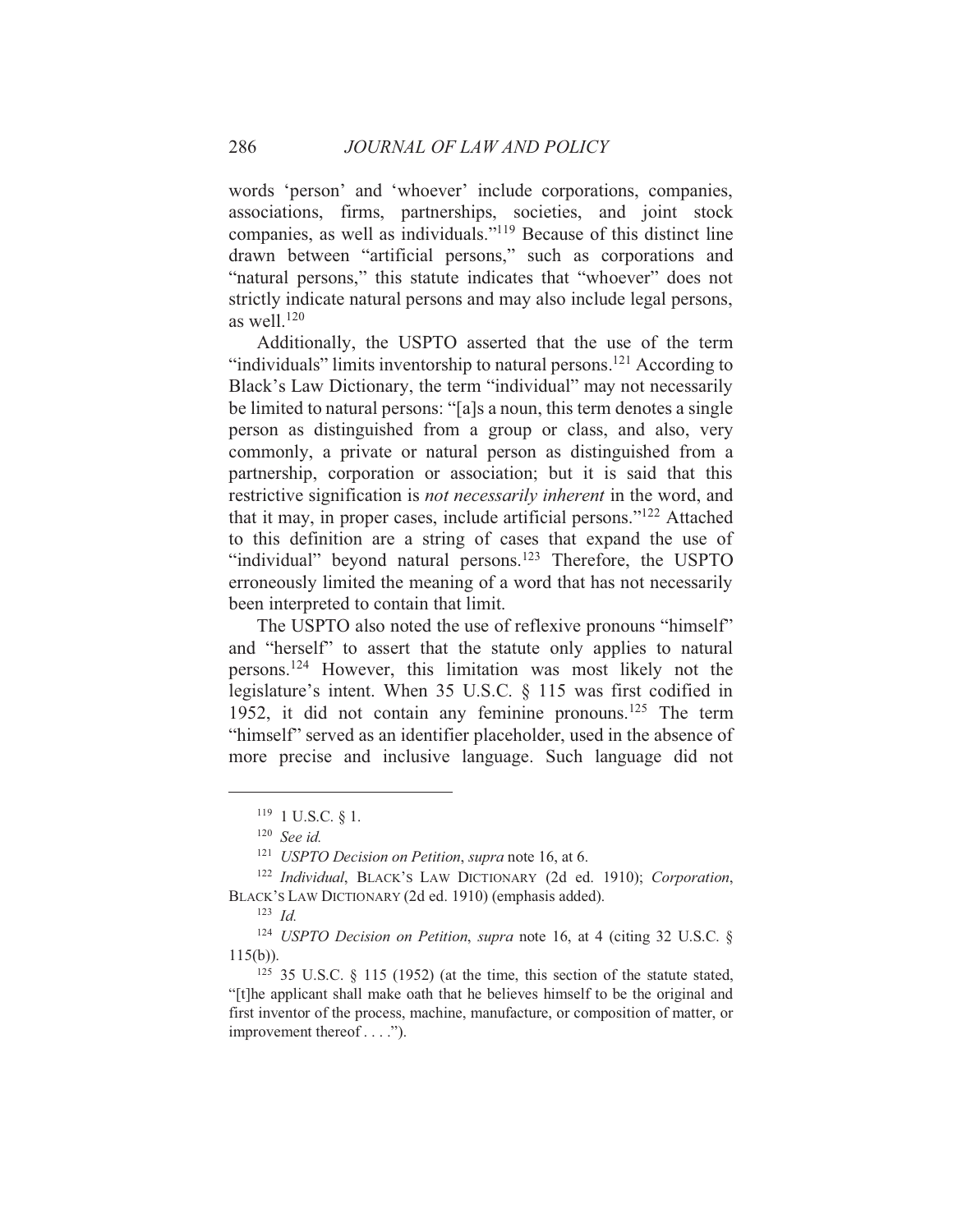words 'person' and 'whoever' include corporations, companies, associations, firms, partnerships, societies, and joint stock companies, as well as individuals."[119] Because of this distinct line drawn between "artificial persons," such as corporations and "natural persons," this statute indicates that "whoever" does not strictly indicate natural persons and may also include legal persons, as well.[120]

Additionally, the USPTO asserted that the use of the term "individuals" limits inventorship to natural persons.[121] According to Black's Law Dictionary, the term "individual" may not necessarily be limited to natural persons: "[a]s a noun, this term denotes a single person as distinguished from a group or class, and also, very commonly, a private or natural person as distinguished from a partnership, corporation or association; but it is said that this restrictive signification is *not necessarily inherent* in the word, and that it may, in proper cases, include artificial persons."[122] Attached to this definition are a string of cases that expand the use of "individual" beyond natural persons.[123] Therefore, the USPTO erroneously limited the meaning of a word that has not necessarily been interpreted to contain that limit.

The USPTO also noted the use of reflexive pronouns "himself" and "herself" to assert that the statute only applies to natural persons.[124] However, this limitation was most likely not the legislature's intent. When 35 U.S.C. § 115 was first codified in 1952, it did not contain any feminine pronouns.[125] The term "himself" served as an identifier placeholder, used in the absence of more precise and inclusive language. Such language did not

---

[119] 1 U.S.C. § 1.

[120] *See id.*

[121] *USPTO Decision on Petition*, *supra* note 16, at 6.

[122] *Individual*, BLACK'S LAW DICTIONARY (2d ed. 1910); *Corporation*, BLACK'S LAW DICTIONARY (2d ed. 1910) (emphasis added).

[123] *Id.*

[124] *USPTO Decision on Petition*, *supra* note 16, at 4 (citing 32 U.S.C. § 115(b)).

[125] 35 U.S.C. § 115 (1952) (at the time, this section of the statute stated, "[t]he applicant shall make oath that he believes himself to be the original and first inventor of the process, machine, manufacture, or composition of matter, or improvement thereof . . . .").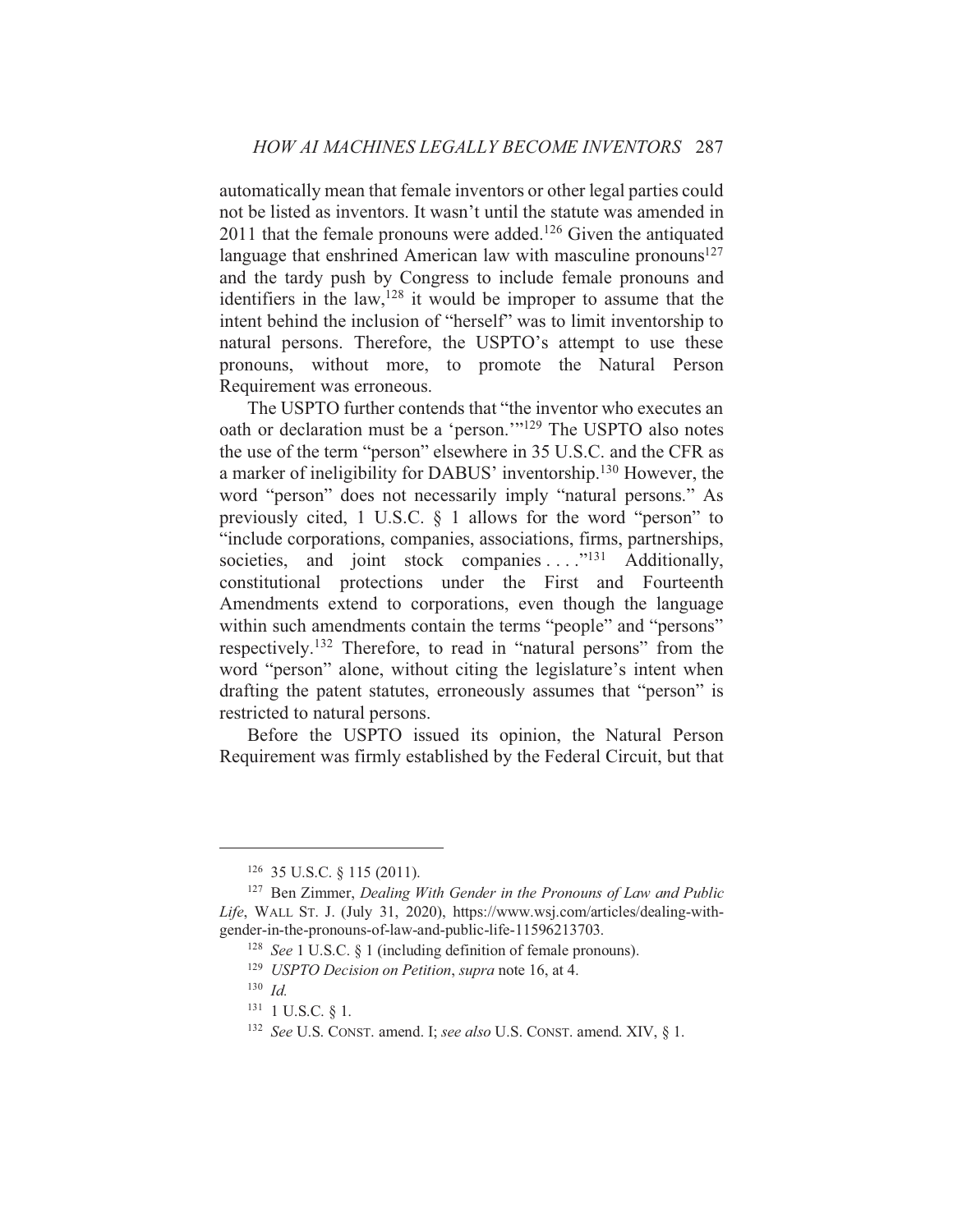automatically mean that female inventors or other legal parties could not be listed as inventors. It wasn't until the statute was amended in 2011 that the female pronouns were added.[126] Given the antiquated language that enshrined American law with masculine pronouns[127] and the tardy push by Congress to include female pronouns and identifiers in the law,[128] it would be improper to assume that the intent behind the inclusion of "herself" was to limit inventorship to natural persons. Therefore, the USPTO's attempt to use these pronouns, without more, to promote the Natural Person Requirement was erroneous.

The USPTO further contends that "the inventor who executes an oath or declaration must be a 'person.'"[129] The USPTO also notes the use of the term "person" elsewhere in 35 U.S.C. and the CFR as a marker of ineligibility for DABUS' inventorship.[130] However, the word "person" does not necessarily imply "natural persons." As previously cited, 1 U.S.C. § 1 allows for the word "person" to "include corporations, companies, associations, firms, partnerships, societies, and joint stock companies . . . ."[131] Additionally, constitutional protections under the First and Fourteenth Amendments extend to corporations, even though the language within such amendments contain the terms "people" and "persons" respectively.[132] Therefore, to read in "natural persons" from the word "person" alone, without citing the legislature's intent when drafting the patent statutes, erroneously assumes that "person" is restricted to natural persons.

Before the USPTO issued its opinion, the Natural Person Requirement was firmly established by the Federal Circuit, but that

---

[126] 35 U.S.C. § 115 (2011).

[127] Ben Zimmer, *Dealing With Gender in the Pronouns of Law and Public Life*, WALL ST. J. (July 31, 2020), https://www.wsj.com/articles/dealing-with-gender-in-the-pronouns-of-law-and-public-life-11596213703.

[128] *See* 1 U.S.C. § 1 (including definition of female pronouns).

[129] *USPTO Decision on Petition*, *supra* note 16, at 4.

[130] *Id.*

[131] 1 U.S.C. § 1.

[132] *See* U.S. CONST. amend. I; *see also* U.S. CONST. amend. XIV, § 1.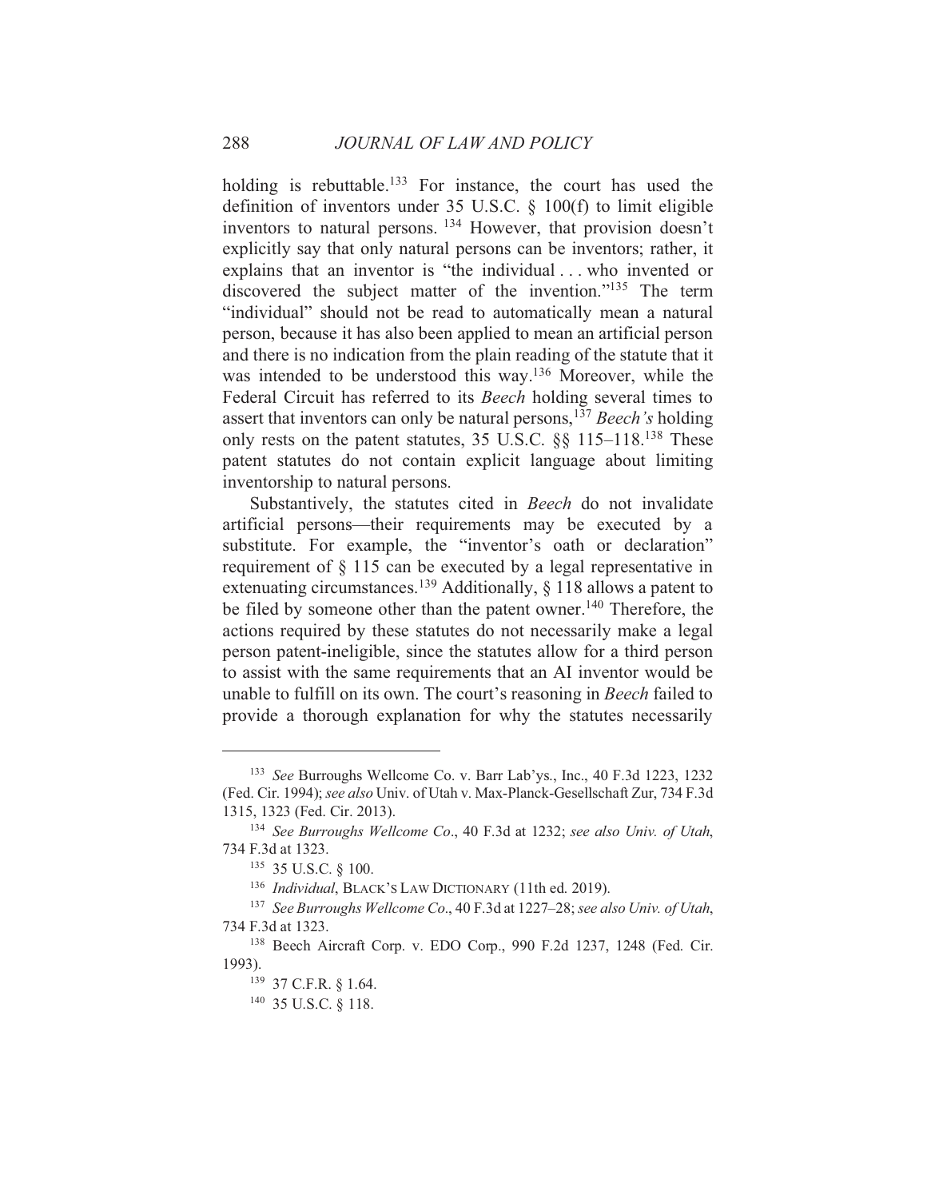holding is rebuttable.[133] For instance, the court has used the definition of inventors under 35 U.S.C. § 100(f) to limit eligible inventors to natural persons.[134] However, that provision doesn't explicitly say that only natural persons can be inventors; rather, it explains that an inventor is "the individual . . . who invented or discovered the subject matter of the invention."[135] The term "individual" should not be read to automatically mean a natural person, because it has also been applied to mean an artificial person and there is no indication from the plain reading of the statute that it was intended to be understood this way.[136] Moreover, while the Federal Circuit has referred to its *Beech* holding several times to assert that inventors can only be natural persons,[137] *Beech's* holding only rests on the patent statutes, 35 U.S.C. §§ 115–118.[138] These patent statutes do not contain explicit language about limiting inventorship to natural persons.

Substantively, the statutes cited in *Beech* do not invalidate artificial persons—their requirements may be executed by a substitute. For example, the "inventor's oath or declaration" requirement of § 115 can be executed by a legal representative in extenuating circumstances.[139] Additionally, § 118 allows a patent to be filed by someone other than the patent owner.[140] Therefore, the actions required by these statutes do not necessarily make a legal person patent-ineligible, since the statutes allow for a third person to assist with the same requirements that an AI inventor would be unable to fulfill on its own. The court's reasoning in *Beech* failed to provide a thorough explanation for why the statutes necessarily

---

[133] *See* Burroughs Wellcome Co. v. Barr Lab'ys., Inc., 40 F.3d 1223, 1232 (Fed. Cir. 1994); *see also* Univ. of Utah v. Max-Planck-Gesellschaft Zur, 734 F.3d 1315, 1323 (Fed. Cir. 2013).

[134] *See Burroughs Wellcome Co*., 40 F.3d at 1232; *see also Univ. of Utah*, 734 F.3d at 1323.

[135] 35 U.S.C. § 100.

[136] *Individual*, BLACK'S LAW DICTIONARY (11th ed. 2019).

[137] *See Burroughs Wellcome Co*., 40 F.3d at 1227–28; *see also Univ. of Utah*, 734 F.3d at 1323.

[138] Beech Aircraft Corp. v. EDO Corp., 990 F.2d 1237, 1248 (Fed. Cir. 1993).

[139] 37 C.F.R. § 1.64.

[140] 35 U.S.C. § 118.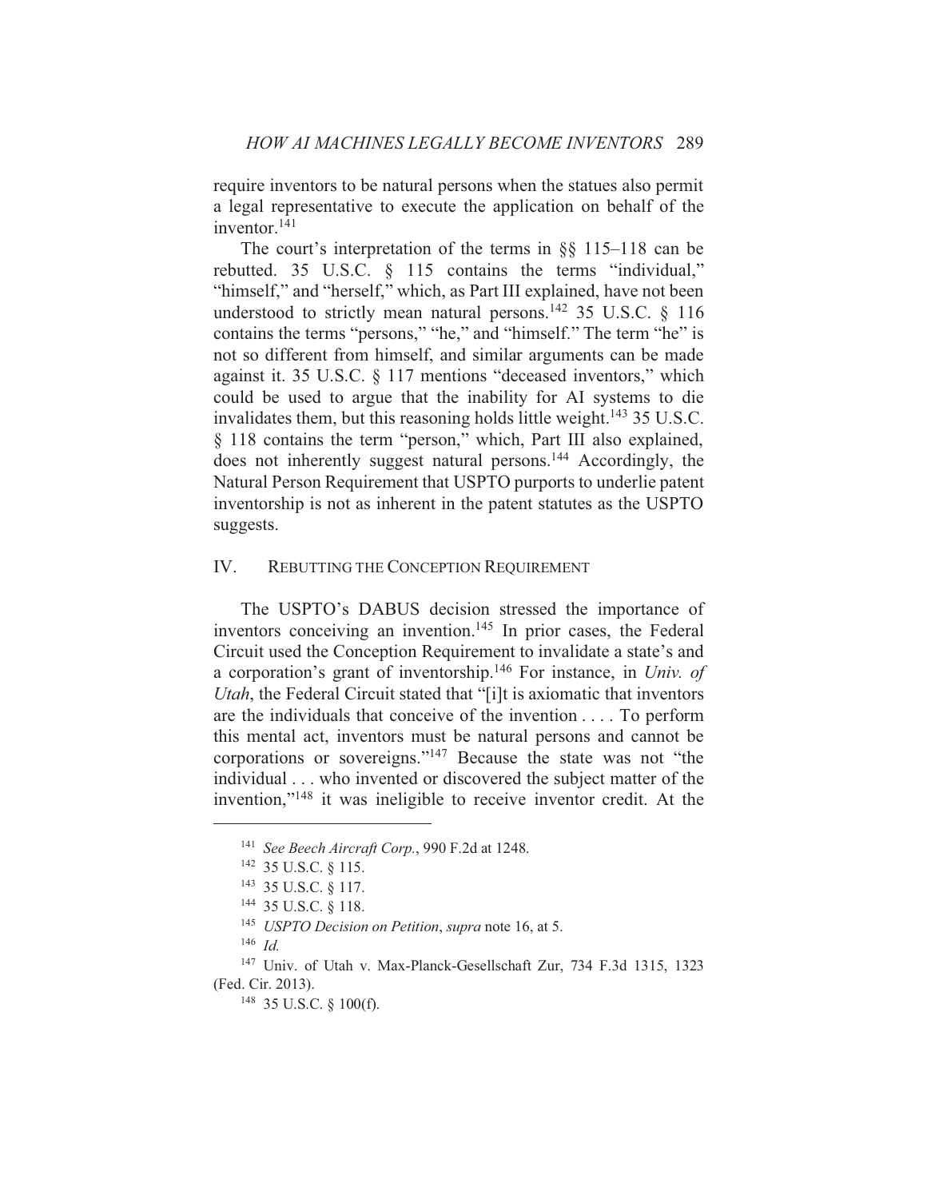require inventors to be natural persons when the statues also permit a legal representative to execute the application on behalf of the inventor.[141]

The court's interpretation of the terms in §§ 115–118 can be rebutted. 35 U.S.C. § 115 contains the terms "individual," "himself," and "herself," which, as Part III explained, have not been understood to strictly mean natural persons.[142] 35 U.S.C. § 116 contains the terms "persons," "he," and "himself." The term "he" is not so different from himself, and similar arguments can be made against it. 35 U.S.C. § 117 mentions "deceased inventors," which could be used to argue that the inability for AI systems to die invalidates them, but this reasoning holds little weight.[143] 35 U.S.C. § 118 contains the term "person," which, Part III also explained, does not inherently suggest natural persons.[144] Accordingly, the Natural Person Requirement that USPTO purports to underlie patent inventorship is not as inherent in the patent statutes as the USPTO suggests.

## IV. Rebutting the Conception Requirement

The USPTO's DABUS decision stressed the importance of inventors conceiving an invention.[145] In prior cases, the Federal Circuit used the Conception Requirement to invalidate a state's and a corporation's grant of inventorship.[146] For instance, in *Univ. of Utah*, the Federal Circuit stated that "[i]t is axiomatic that inventors are the individuals that conceive of the invention . . . . To perform this mental act, inventors must be natural persons and cannot be corporations or sovereigns."[147] Because the state was not "the individual . . . who invented or discovered the subject matter of the invention,"[148] it was ineligible to receive inventor credit. At the

---

[141] *See Beech Aircraft Corp.*, 990 F.2d at 1248.

[142] 35 U.S.C. § 115.

[143] 35 U.S.C. § 117.

[144] 35 U.S.C. § 118.

[145] *USPTO Decision on Petition*, *supra* note 16, at 5.

[146] *Id.*

[147] Univ. of Utah v. Max-Planck-Gesellschaft Zur, 734 F.3d 1315, 1323 (Fed. Cir. 2013).

[148] 35 U.S.C. § 100(f).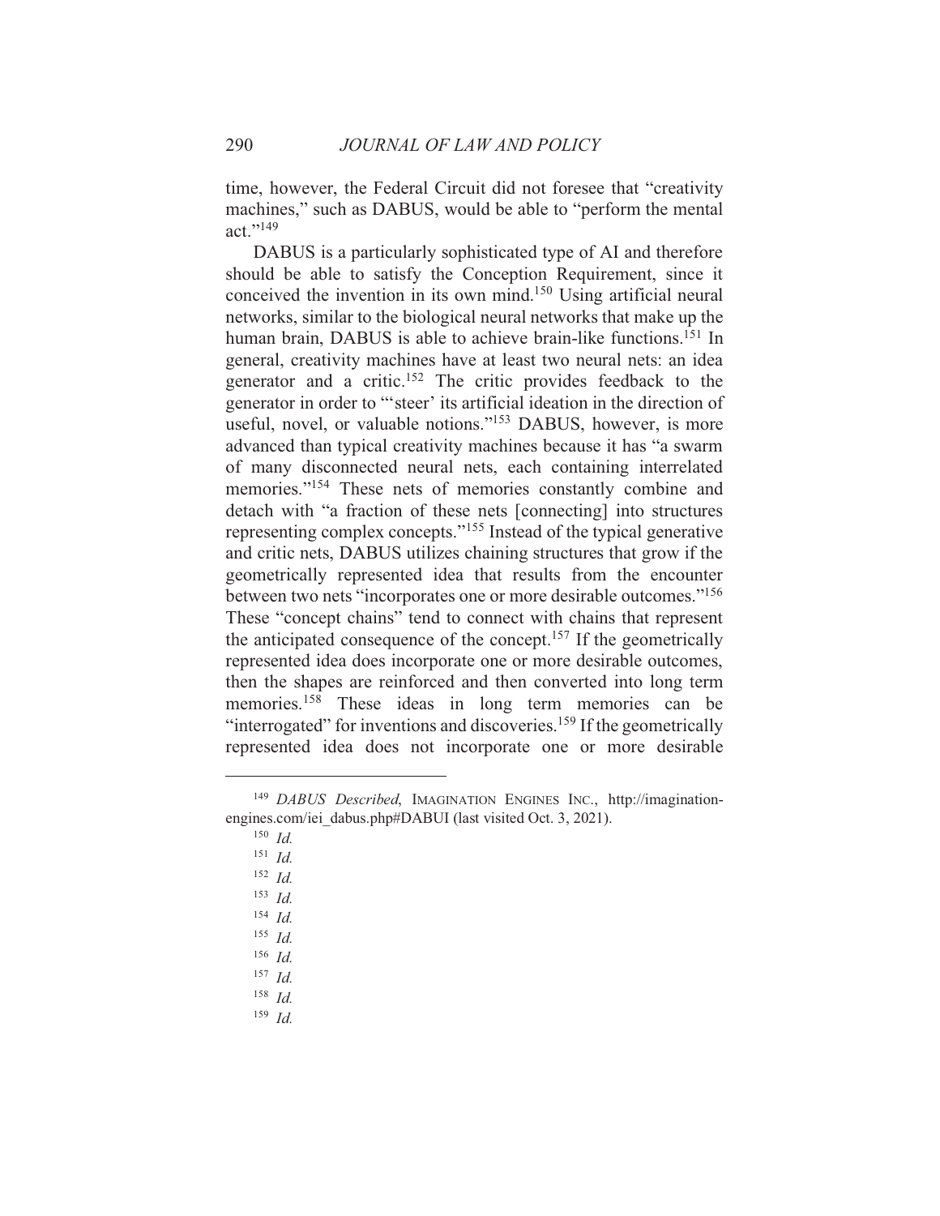time, however, the Federal Circuit did not foresee that "creativity machines," such as DABUS, would be able to "perform the mental act."[149]

DABUS is a particularly sophisticated type of AI and therefore should be able to satisfy the Conception Requirement, since it conceived the invention in its own mind.[150] Using artificial neural networks, similar to the biological neural networks that make up the human brain, DABUS is able to achieve brain-like functions.[151] In general, creativity machines have at least two neural nets: an idea generator and a critic.[152] The critic provides feedback to the generator in order to "'steer' its artificial ideation in the direction of useful, novel, or valuable notions."[153] DABUS, however, is more advanced than typical creativity machines because it has "a swarm of many disconnected neural nets, each containing interrelated memories."[154] These nets of memories constantly combine and detach with "a fraction of these nets [connecting] into structures representing complex concepts."[155] Instead of the typical generative and critic nets, DABUS utilizes chaining structures that grow if the geometrically represented idea that results from the encounter between two nets "incorporates one or more desirable outcomes."[156] These "concept chains" tend to connect with chains that represent the anticipated consequence of the concept.[157] If the geometrically represented idea does incorporate one or more desirable outcomes, then the shapes are reinforced and then converted into long term memories.[158] These ideas in long term memories can be "interrogated" for inventions and discoveries.[159] If the geometrically represented idea does not incorporate one or more desirable

---

[149] *DABUS Described*, IMAGINATION ENGINES INC., http://imagination-engines.com/iei_dabus.php#DABUI (last visited Oct. 3, 2021).

[150] *Id.*

[151] *Id.*

[152] *Id.*

[153] *Id.*

[154] *Id.*

[155] *Id.*

[156] *Id.*

[157] *Id.*

[158] *Id.*

[159] *Id.*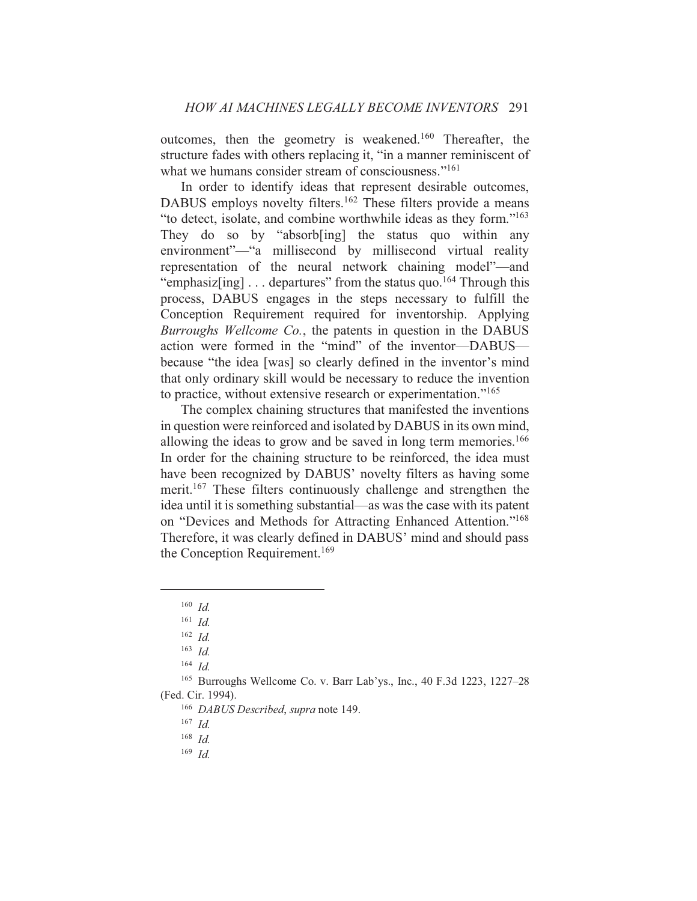outcomes, then the geometry is weakened.[160] Thereafter, the structure fades with others replacing it, "in a manner reminiscent of what we humans consider stream of consciousness."[161]

In order to identify ideas that represent desirable outcomes, DABUS employs novelty filters.[162] These filters provide a means "to detect, isolate, and combine worthwhile ideas as they form."[163] They do so by "absorb[ing] the status quo within any environment"—"a millisecond by millisecond virtual reality representation of the neural network chaining model"—and "emphasiz[ing] . . . departures" from the status quo.[164] Through this process, DABUS engages in the steps necessary to fulfill the Conception Requirement required for inventorship. Applying *Burroughs Wellcome Co.*, the patents in question in the DABUS action were formed in the "mind" of the inventor—DABUS—because "the idea [was] so clearly defined in the inventor's mind that only ordinary skill would be necessary to reduce the invention to practice, without extensive research or experimentation."[165]

The complex chaining structures that manifested the inventions in question were reinforced and isolated by DABUS in its own mind, allowing the ideas to grow and be saved in long term memories.[166] In order for the chaining structure to be reinforced, the idea must have been recognized by DABUS' novelty filters as having some merit.[167] These filters continuously challenge and strengthen the idea until it is something substantial—as was the case with its patent on "Devices and Methods for Attracting Enhanced Attention."[168] Therefore, it was clearly defined in DABUS' mind and should pass the Conception Requirement.[169]

---

[160] *Id.*

[161] *Id.*

[162] *Id.*

[163] *Id.*

[164] *Id.*

[165] Burroughs Wellcome Co. v. Barr Lab'ys., Inc., 40 F.3d 1223, 1227–28 (Fed. Cir. 1994).

[166] *DABUS Described*, *supra* note 149.

[167] *Id.*

[168] *Id.*

[169] *Id.*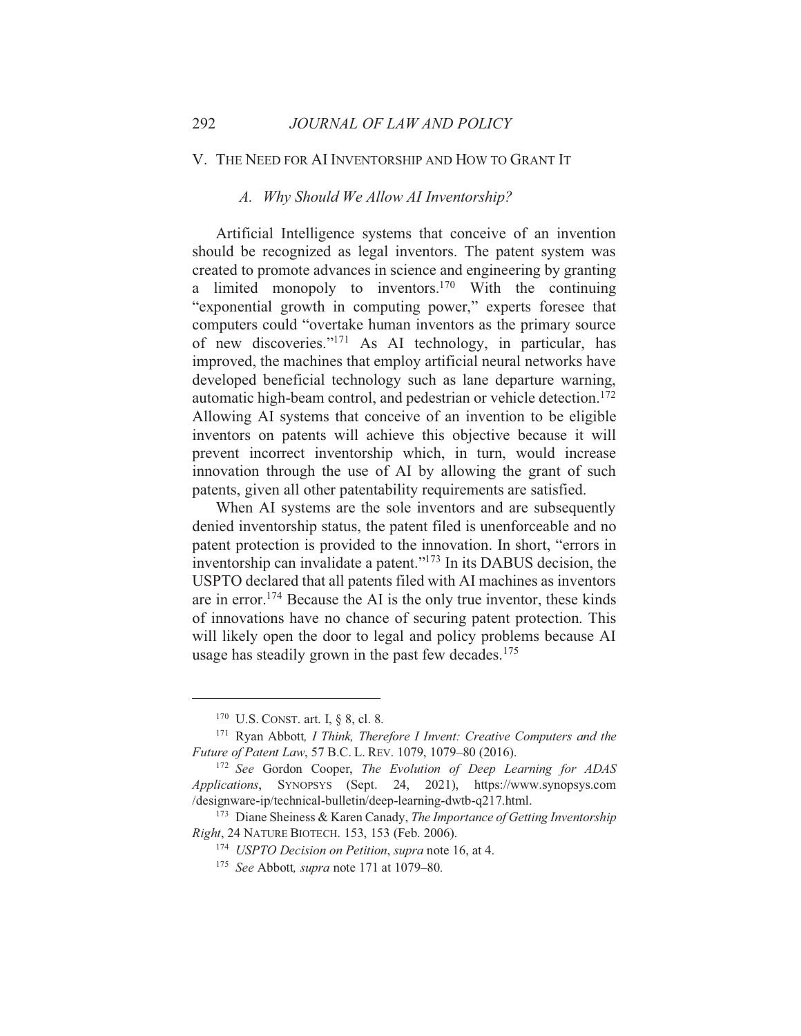## V. THE NEED FOR AI INVENTORSHIP AND HOW TO GRANT IT

### *A. Why Should We Allow AI Inventorship?*

Artificial Intelligence systems that conceive of an invention should be recognized as legal inventors. The patent system was created to promote advances in science and engineering by granting a limited monopoly to inventors.[170] With the continuing "exponential growth in computing power," experts foresee that computers could "overtake human inventors as the primary source of new discoveries."[171] As AI technology, in particular, has improved, the machines that employ artificial neural networks have developed beneficial technology such as lane departure warning, automatic high-beam control, and pedestrian or vehicle detection.[172] Allowing AI systems that conceive of an invention to be eligible inventors on patents will achieve this objective because it will prevent incorrect inventorship which, in turn, would increase innovation through the use of AI by allowing the grant of such patents, given all other patentability requirements are satisfied.

When AI systems are the sole inventors and are subsequently denied inventorship status, the patent filed is unenforceable and no patent protection is provided to the innovation. In short, "errors in inventorship can invalidate a patent."[173] In its DABUS decision, the USPTO declared that all patents filed with AI machines as inventors are in error.[174] Because the AI is the only true inventor, these kinds of innovations have no chance of securing patent protection. This will likely open the door to legal and policy problems because AI usage has steadily grown in the past few decades.[175]

---

[170] U.S. CONST. art. I, § 8, cl. 8.

[171] Ryan Abbott, *I Think, Therefore I Invent: Creative Computers and the Future of Patent Law*, 57 B.C. L. REV. 1079, 1079–80 (2016).

[172] *See* Gordon Cooper, *The Evolution of Deep Learning for ADAS Applications*, SYNOPSYS (Sept. 24, 2021), https://www.synopsys.com/designware-ip/technical-bulletin/deep-learning-dwtb-q217.html.

[173] Diane Sheiness & Karen Canady, *The Importance of Getting Inventorship Right*, 24 NATURE BIOTECH. 153, 153 (Feb. 2006).

[174] *USPTO Decision on Petition*, *supra* note 16, at 4.

[175] *See* Abbott, *supra* note 171 at 1079–80.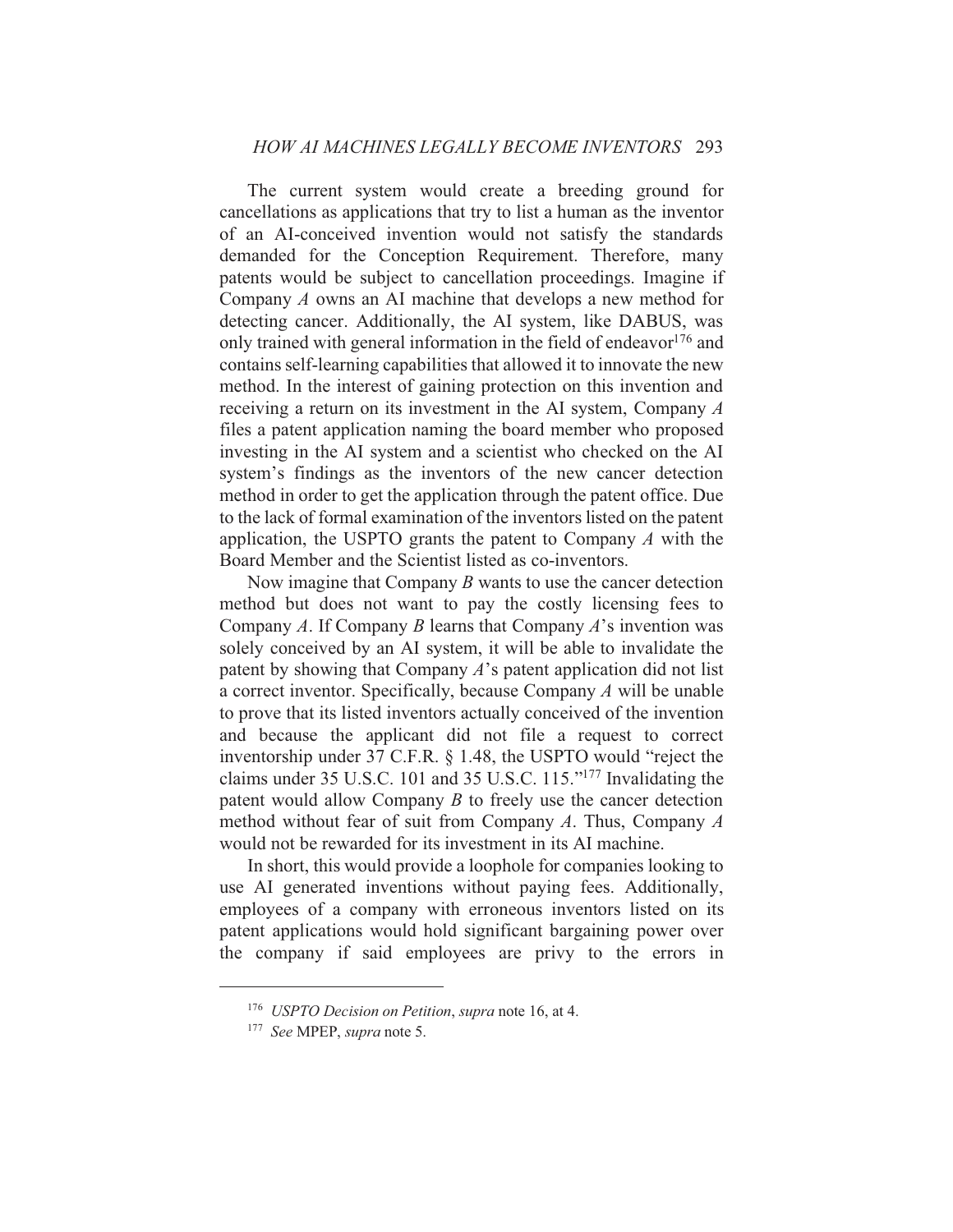The current system would create a breeding ground for cancellations as applications that try to list a human as the inventor of an AI-conceived invention would not satisfy the standards demanded for the Conception Requirement. Therefore, many patents would be subject to cancellation proceedings. Imagine if Company *A* owns an AI machine that develops a new method for detecting cancer. Additionally, the AI system, like DABUS, was only trained with general information in the field of endeavor[176] and contains self-learning capabilities that allowed it to innovate the new method. In the interest of gaining protection on this invention and receiving a return on its investment in the AI system, Company *A* files a patent application naming the board member who proposed investing in the AI system and a scientist who checked on the AI system's findings as the inventors of the new cancer detection method in order to get the application through the patent office. Due to the lack of formal examination of the inventors listed on the patent application, the USPTO grants the patent to Company *A* with the Board Member and the Scientist listed as co-inventors.

Now imagine that Company *B* wants to use the cancer detection method but does not want to pay the costly licensing fees to Company *A*. If Company *B* learns that Company *A*'s invention was solely conceived by an AI system, it will be able to invalidate the patent by showing that Company *A*'s patent application did not list a correct inventor. Specifically, because Company *A* will be unable to prove that its listed inventors actually conceived of the invention and because the applicant did not file a request to correct inventorship under 37 C.F.R. § 1.48, the USPTO would "reject the claims under 35 U.S.C. 101 and 35 U.S.C. 115."[177] Invalidating the patent would allow Company *B* to freely use the cancer detection method without fear of suit from Company *A*. Thus, Company *A* would not be rewarded for its investment in its AI machine.

In short, this would provide a loophole for companies looking to use AI generated inventions without paying fees. Additionally, employees of a company with erroneous inventors listed on its patent applications would hold significant bargaining power over the company if said employees are privy to the errors in

---

[176] *USPTO Decision on Petition*, *supra* note 16, at 4.

[177] *See* MPEP, *supra* note 5.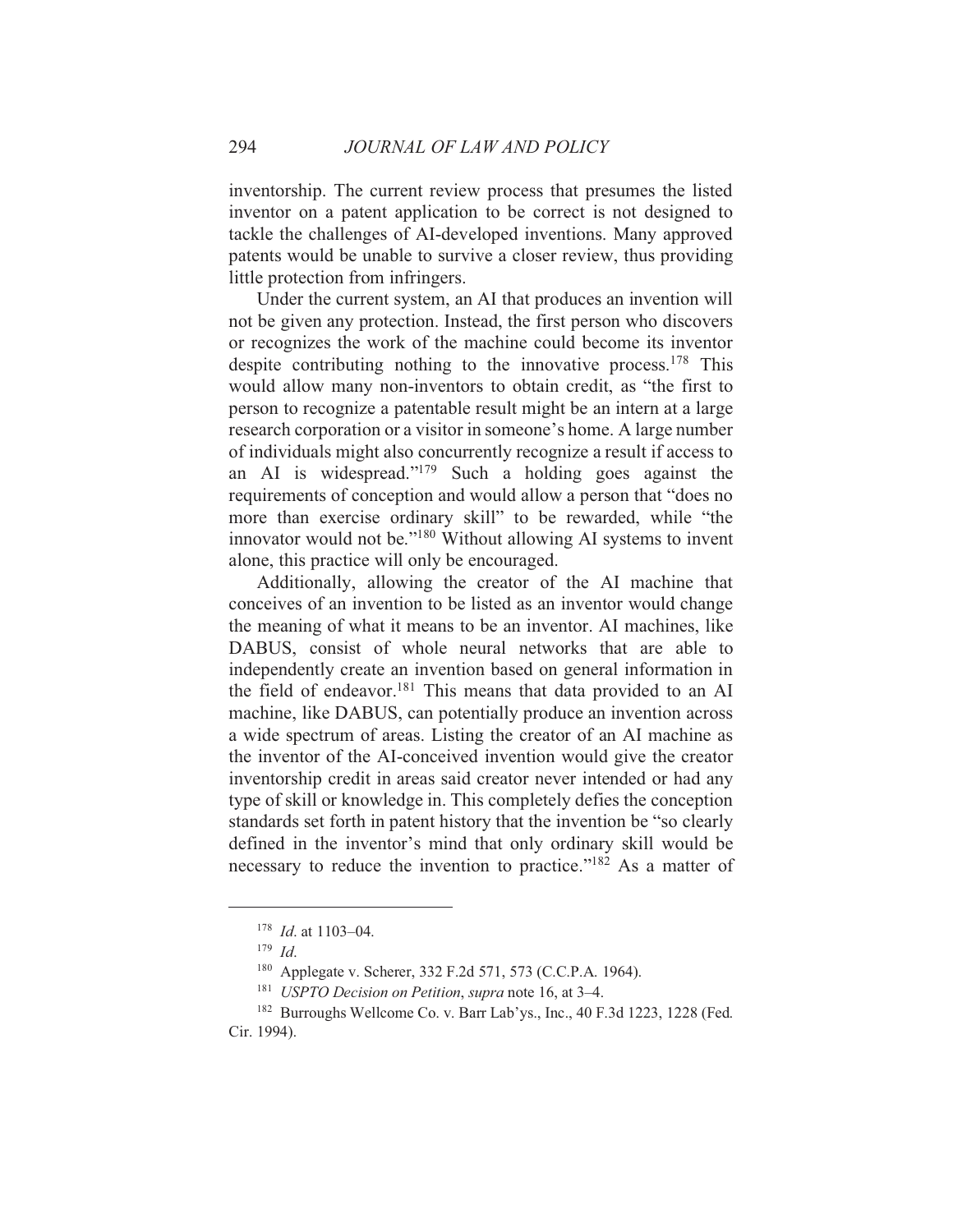inventorship. The current review process that presumes the listed inventor on a patent application to be correct is not designed to tackle the challenges of AI-developed inventions. Many approved patents would be unable to survive a closer review, thus providing little protection from infringers.

Under the current system, an AI that produces an invention will not be given any protection. Instead, the first person who discovers or recognizes the work of the machine could become its inventor despite contributing nothing to the innovative process.[178] This would allow many non-inventors to obtain credit, as "the first to person to recognize a patentable result might be an intern at a large research corporation or a visitor in someone's home. A large number of individuals might also concurrently recognize a result if access to an AI is widespread."[179] Such a holding goes against the requirements of conception and would allow a person that "does no more than exercise ordinary skill" to be rewarded, while "the innovator would not be."[180] Without allowing AI systems to invent alone, this practice will only be encouraged.

Additionally, allowing the creator of the AI machine that conceives of an invention to be listed as an inventor would change the meaning of what it means to be an inventor. AI machines, like DABUS, consist of whole neural networks that are able to independently create an invention based on general information in the field of endeavor.[181] This means that data provided to an AI machine, like DABUS, can potentially produce an invention across a wide spectrum of areas. Listing the creator of an AI machine as the inventor of the AI-conceived invention would give the creator inventorship credit in areas said creator never intended or had any type of skill or knowledge in. This completely defies the conception standards set forth in patent history that the invention be "so clearly defined in the inventor's mind that only ordinary skill would be necessary to reduce the invention to practice."[182] As a matter of

---

[178] *Id*. at 1103–04.

[179] *Id*.

[180] Applegate v. Scherer, 332 F.2d 571, 573 (C.C.P.A. 1964).

[181] *USPTO Decision on Petition*, *supra* note 16, at 3–4.

[182] Burroughs Wellcome Co. v. Barr Lab'ys., Inc., 40 F.3d 1223, 1228 (Fed. Cir. 1994).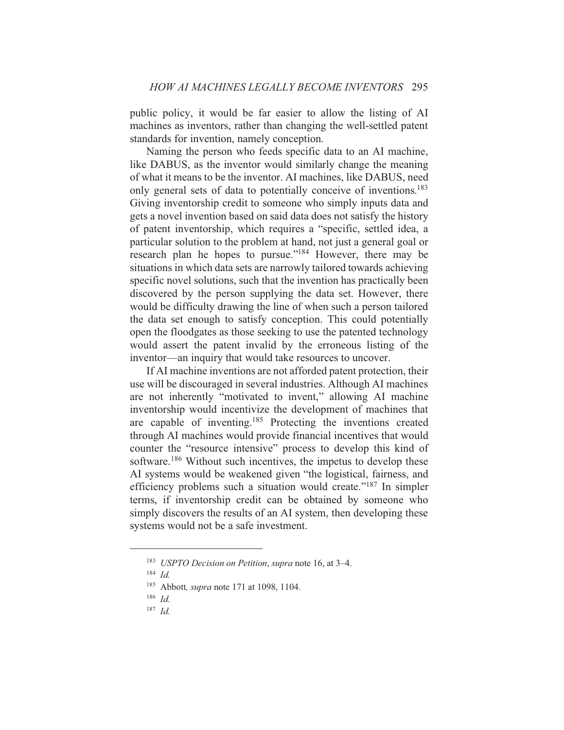public policy, it would be far easier to allow the listing of AI machines as inventors, rather than changing the well-settled patent standards for invention, namely conception.

Naming the person who feeds specific data to an AI machine, like DABUS, as the inventor would similarly change the meaning of what it means to be the inventor. AI machines, like DABUS, need only general sets of data to potentially conceive of inventions.[183] Giving inventorship credit to someone who simply inputs data and gets a novel invention based on said data does not satisfy the history of patent inventorship, which requires a "specific, settled idea, a particular solution to the problem at hand, not just a general goal or research plan he hopes to pursue."[184] However, there may be situations in which data sets are narrowly tailored towards achieving specific novel solutions, such that the invention has practically been discovered by the person supplying the data set. However, there would be difficulty drawing the line of when such a person tailored the data set enough to satisfy conception. This could potentially open the floodgates as those seeking to use the patented technology would assert the patent invalid by the erroneous listing of the inventor—an inquiry that would take resources to uncover.

If AI machine inventions are not afforded patent protection, their use will be discouraged in several industries. Although AI machines are not inherently "motivated to invent," allowing AI machine inventorship would incentivize the development of machines that are capable of inventing.[185] Protecting the inventions created through AI machines would provide financial incentives that would counter the "resource intensive" process to develop this kind of software.[186] Without such incentives, the impetus to develop these AI systems would be weakened given "the logistical, fairness, and efficiency problems such a situation would create."[187] In simpler terms, if inventorship credit can be obtained by someone who simply discovers the results of an AI system, then developing these systems would not be a safe investment.

---

[183] *USPTO Decision on Petition*, *supra* note 16, at 3–4.

[184] *Id.*

[185] Abbott*, supra* note 171 at 1098, 1104.

[186] *Id.*

[187] *Id.*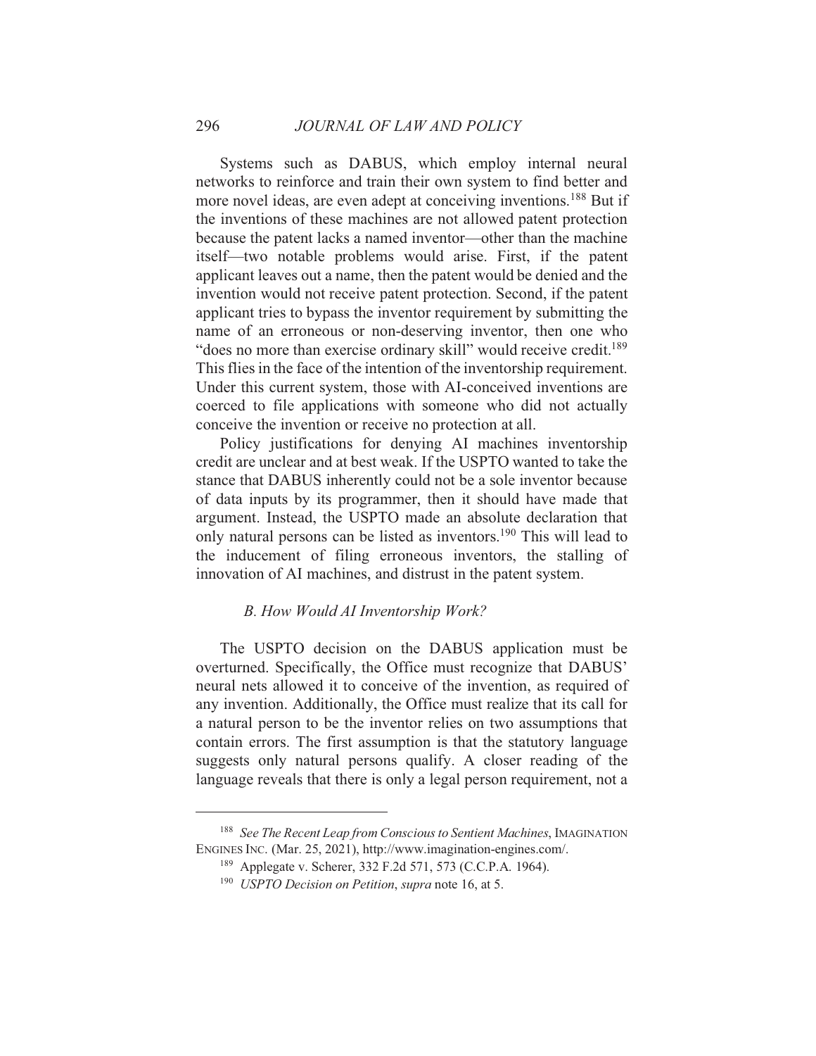Systems such as DABUS, which employ internal neural networks to reinforce and train their own system to find better and more novel ideas, are even adept at conceiving inventions.[188] But if the inventions of these machines are not allowed patent protection because the patent lacks a named inventor—other than the machine itself—two notable problems would arise. First, if the patent applicant leaves out a name, then the patent would be denied and the invention would not receive patent protection. Second, if the patent applicant tries to bypass the inventor requirement by submitting the name of an erroneous or non-deserving inventor, then one who "does no more than exercise ordinary skill" would receive credit.[189] This flies in the face of the intention of the inventorship requirement. Under this current system, those with AI-conceived inventions are coerced to file applications with someone who did not actually conceive the invention or receive no protection at all.

Policy justifications for denying AI machines inventorship credit are unclear and at best weak. If the USPTO wanted to take the stance that DABUS inherently could not be a sole inventor because of data inputs by its programmer, then it should have made that argument. Instead, the USPTO made an absolute declaration that only natural persons can be listed as inventors.[190] This will lead to the inducement of filing erroneous inventors, the stalling of innovation of AI machines, and distrust in the patent system.

### *B. How Would AI Inventorship Work?*

The USPTO decision on the DABUS application must be overturned. Specifically, the Office must recognize that DABUS' neural nets allowed it to conceive of the invention, as required of any invention. Additionally, the Office must realize that its call for a natural person to be the inventor relies on two assumptions that contain errors. The first assumption is that the statutory language suggests only natural persons qualify. A closer reading of the language reveals that there is only a legal person requirement, not a

---

[188] *See The Recent Leap from Conscious to Sentient Machines*, IMAGINATION ENGINES INC. (Mar. 25, 2021), http://www.imagination-engines.com/.

[189] Applegate v. Scherer, 332 F.2d 571, 573 (C.C.P.A. 1964).

[190] *USPTO Decision on Petition*, *supra* note 16, at 5.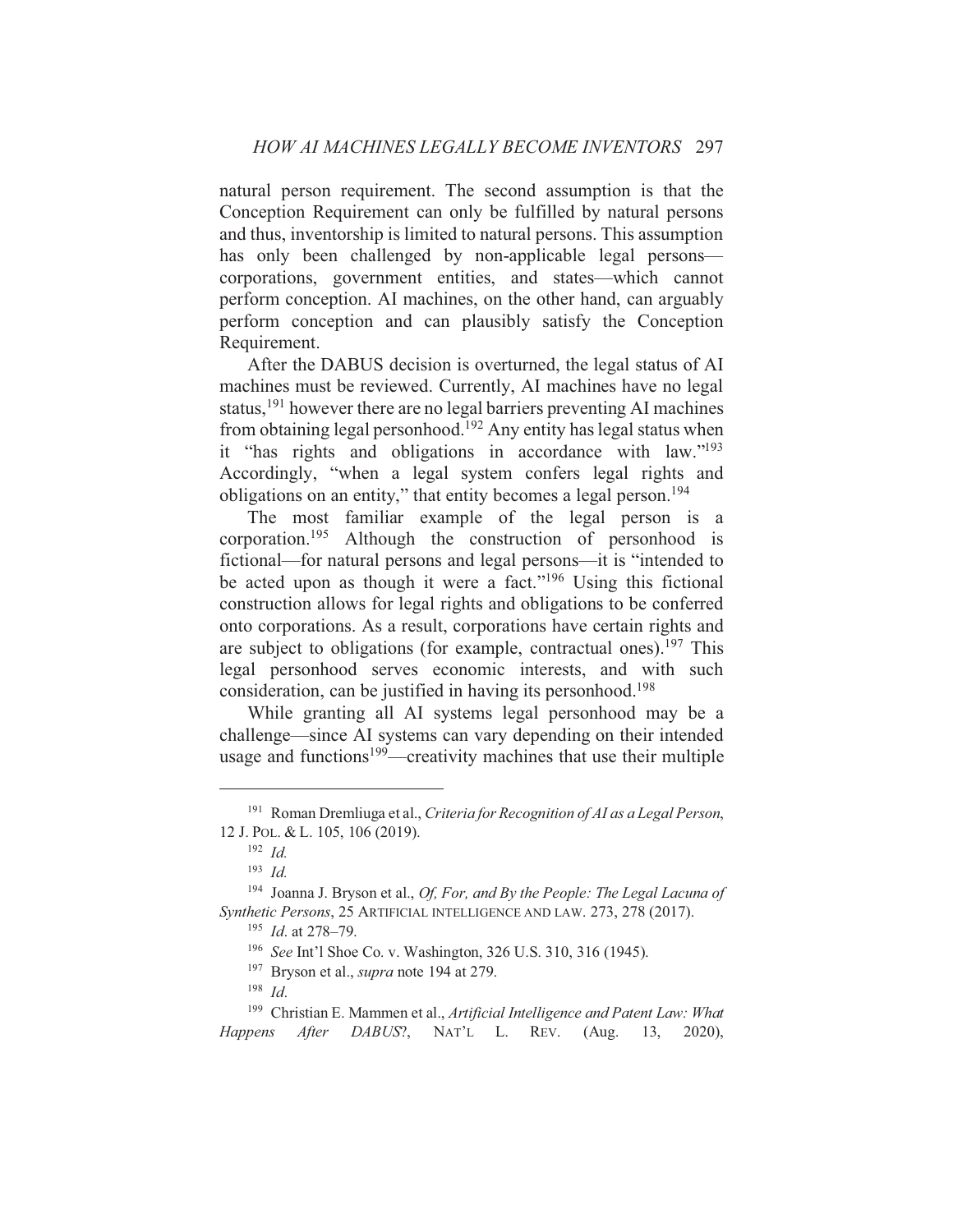natural person requirement. The second assumption is that the Conception Requirement can only be fulfilled by natural persons and thus, inventorship is limited to natural persons. This assumption has only been challenged by non-applicable legal persons—corporations, government entities, and states—which cannot perform conception. AI machines, on the other hand, can arguably perform conception and can plausibly satisfy the Conception Requirement.

After the DABUS decision is overturned, the legal status of AI machines must be reviewed. Currently, AI machines have no legal status,[191] however there are no legal barriers preventing AI machines from obtaining legal personhood.[192] Any entity has legal status when it "has rights and obligations in accordance with law."[193] Accordingly, "when a legal system confers legal rights and obligations on an entity," that entity becomes a legal person.[194]

The most familiar example of the legal person is a corporation.[195] Although the construction of personhood is fictional—for natural persons and legal persons—it is "intended to be acted upon as though it were a fact."[196] Using this fictional construction allows for legal rights and obligations to be conferred onto corporations. As a result, corporations have certain rights and are subject to obligations (for example, contractual ones).[197] This legal personhood serves economic interests, and with such consideration, can be justified in having its personhood.[198]

While granting all AI systems legal personhood may be a challenge—since AI systems can vary depending on their intended usage and functions[199]—creativity machines that use their multiple

---

[191] Roman Dremliuga et al., *Criteria for Recognition of AI as a Legal Person*, 12 J. POL. & L. 105, 106 (2019).

[192] *Id.*

[193] *Id.*

[194] Joanna J. Bryson et al., *Of, For, and By the People: The Legal Lacuna of Synthetic Persons*, 25 ARTIFICIAL INTELLIGENCE AND LAW. 273, 278 (2017).

[195] *Id*. at 278–79.

[196] *See* Int'l Shoe Co. v. Washington, 326 U.S. 310, 316 (1945).

[197] Bryson et al., *supra* note 194 at 279.

[198] *Id*.

[199] Christian E. Mammen et al., *Artificial Intelligence and Patent Law: What Happens After DABUS*?, NAT'L L. REV. (Aug. 13, 2020),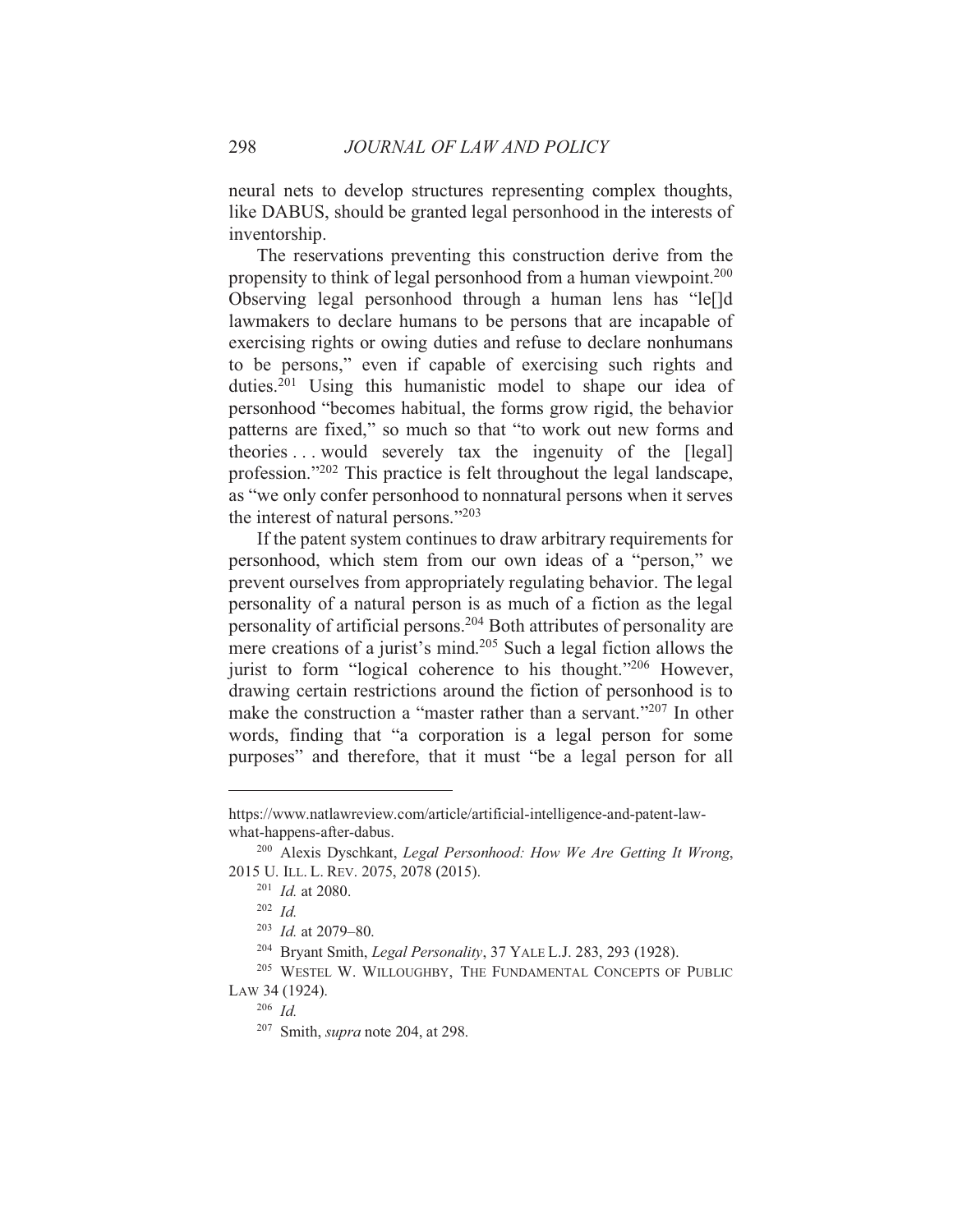neural nets to develop structures representing complex thoughts, like DABUS, should be granted legal personhood in the interests of inventorship.

The reservations preventing this construction derive from the propensity to think of legal personhood from a human viewpoint.[200] Observing legal personhood through a human lens has "le[]d lawmakers to declare humans to be persons that are incapable of exercising rights or owing duties and refuse to declare nonhumans to be persons," even if capable of exercising such rights and duties.[201] Using this humanistic model to shape our idea of personhood "becomes habitual, the forms grow rigid, the behavior patterns are fixed," so much so that "to work out new forms and theories . . . would severely tax the ingenuity of the [legal] profession."[202] This practice is felt throughout the legal landscape, as "we only confer personhood to nonnatural persons when it serves the interest of natural persons."[203]

If the patent system continues to draw arbitrary requirements for personhood, which stem from our own ideas of a "person," we prevent ourselves from appropriately regulating behavior. The legal personality of a natural person is as much of a fiction as the legal personality of artificial persons.[204] Both attributes of personality are mere creations of a jurist's mind.[205] Such a legal fiction allows the jurist to form "logical coherence to his thought."[206] However, drawing certain restrictions around the fiction of personhood is to make the construction a "master rather than a servant."[207] In other words, finding that "a corporation is a legal person for some purposes" and therefore, that it must "be a legal person for all

---

https://www.natlawreview.com/article/artificial-intelligence-and-patent-law-what-happens-after-dabus.

[200] Alexis Dyschkant, *Legal Personhood: How We Are Getting It Wrong*, 2015 U. ILL. L. REV. 2075, 2078 (2015).

[201] *Id.* at 2080.

[202] *Id.*

[203] *Id.* at 2079–80.

[204] Bryant Smith, *Legal Personality*, 37 YALE L.J. 283, 293 (1928).

[205] WESTEL W. WILLOUGHBY, THE FUNDAMENTAL CONCEPTS OF PUBLIC LAW 34 (1924).

[206] *Id.*

[207] Smith, *supra* note 204, at 298.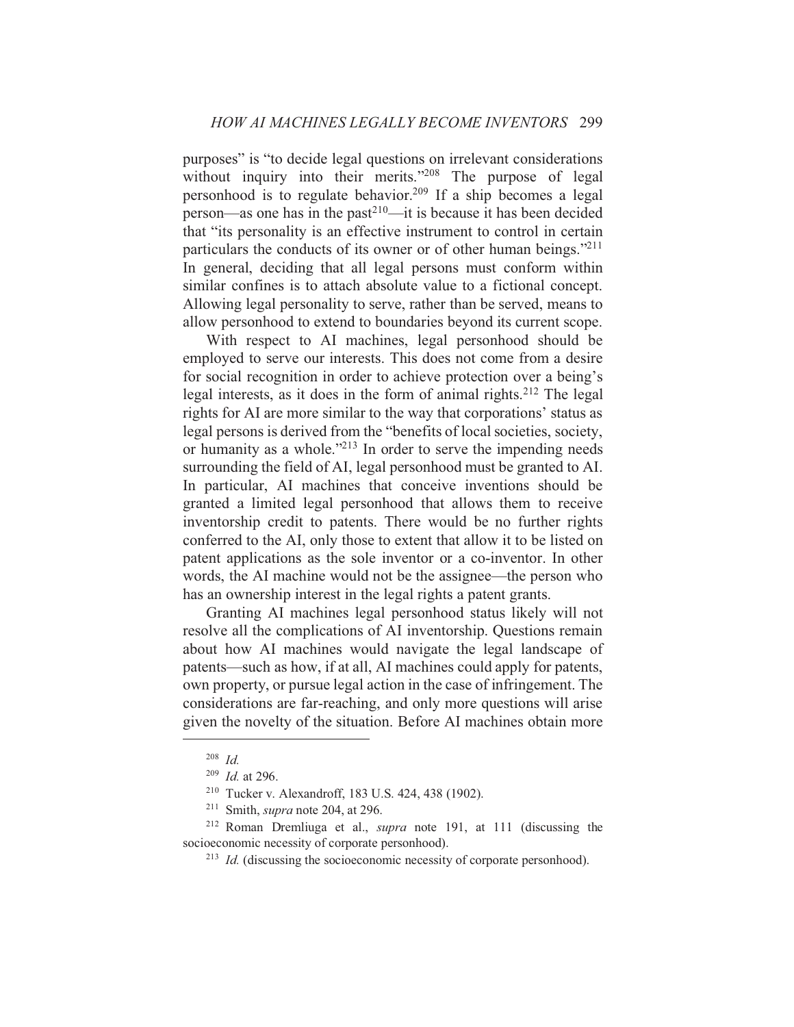purposes" is "to decide legal questions on irrelevant considerations without inquiry into their merits."[208] The purpose of legal personhood is to regulate behavior.[209] If a ship becomes a legal person—as one has in the past[210]—it is because it has been decided that "its personality is an effective instrument to control in certain particulars the conducts of its owner or of other human beings."[211] In general, deciding that all legal persons must conform within similar confines is to attach absolute value to a fictional concept. Allowing legal personality to serve, rather than be served, means to allow personhood to extend to boundaries beyond its current scope.

With respect to AI machines, legal personhood should be employed to serve our interests. This does not come from a desire for social recognition in order to achieve protection over a being's legal interests, as it does in the form of animal rights.[212] The legal rights for AI are more similar to the way that corporations' status as legal persons is derived from the "benefits of local societies, society, or humanity as a whole."[213] In order to serve the impending needs surrounding the field of AI, legal personhood must be granted to AI. In particular, AI machines that conceive inventions should be granted a limited legal personhood that allows them to receive inventorship credit to patents. There would be no further rights conferred to the AI, only those to extent that allow it to be listed on patent applications as the sole inventor or a co-inventor. In other words, the AI machine would not be the assignee—the person who has an ownership interest in the legal rights a patent grants.

Granting AI machines legal personhood status likely will not resolve all the complications of AI inventorship. Questions remain about how AI machines would navigate the legal landscape of patents—such as how, if at all, AI machines could apply for patents, own property, or pursue legal action in the case of infringement. The considerations are far-reaching, and only more questions will arise given the novelty of the situation. Before AI machines obtain more

---

[208] *Id.*

[209] *Id.* at 296.

[210] Tucker v. Alexandroff, 183 U.S. 424, 438 (1902).

[211] Smith, *supra* note 204, at 296.

[212] Roman Dremliuga et al., *supra* note 191, at 111 (discussing the socioeconomic necessity of corporate personhood).

[213] *Id.* (discussing the socioeconomic necessity of corporate personhood).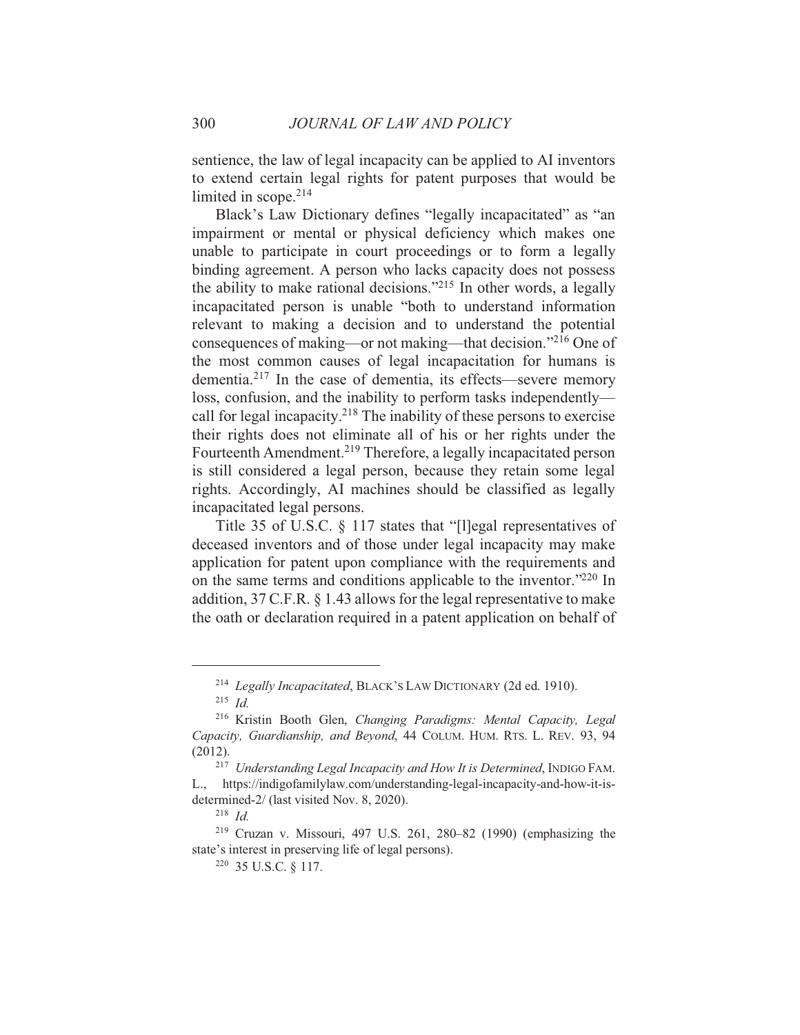sentience, the law of legal incapacity can be applied to AI inventors to extend certain legal rights for patent purposes that would be limited in scope.[214]

Black's Law Dictionary defines "legally incapacitated" as "an impairment or mental or physical deficiency which makes one unable to participate in court proceedings or to form a legally binding agreement. A person who lacks capacity does not possess the ability to make rational decisions."[215] In other words, a legally incapacitated person is unable "both to understand information relevant to making a decision and to understand the potential consequences of making—or not making—that decision."[216] One of the most common causes of legal incapacitation for humans is dementia.[217] In the case of dementia, its effects—severe memory loss, confusion, and the inability to perform tasks independently—call for legal incapacity.[218] The inability of these persons to exercise their rights does not eliminate all of his or her rights under the Fourteenth Amendment.[219] Therefore, a legally incapacitated person is still considered a legal person, because they retain some legal rights. Accordingly, AI machines should be classified as legally incapacitated legal persons.

Title 35 of U.S.C. § 117 states that "[l]egal representatives of deceased inventors and of those under legal incapacity may make application for patent upon compliance with the requirements and on the same terms and conditions applicable to the inventor."[220] In addition, 37 C.F.R. § 1.43 allows for the legal representative to make the oath or declaration required in a patent application on behalf of

---

[214] *Legally Incapacitated*, BLACK'S LAW DICTIONARY (2d ed. 1910).

[215] *Id.*

[216] Kristin Booth Glen, *Changing Paradigms: Mental Capacity, Legal Capacity, Guardianship, and Beyond*, 44 COLUM. HUM. RTS. L. REV. 93, 94 (2012).

[217] *Understanding Legal Incapacity and How It is Determined*, INDIGO FAM. L., https://indigofamilylaw.com/understanding-legal-incapacity-and-how-it-is-determined-2/ (last visited Nov. 8, 2020).

[218] *Id.*

[219] Cruzan v. Missouri, 497 U.S. 261, 280–82 (1990) (emphasizing the state's interest in preserving life of legal persons).

[220] 35 U.S.C. § 117.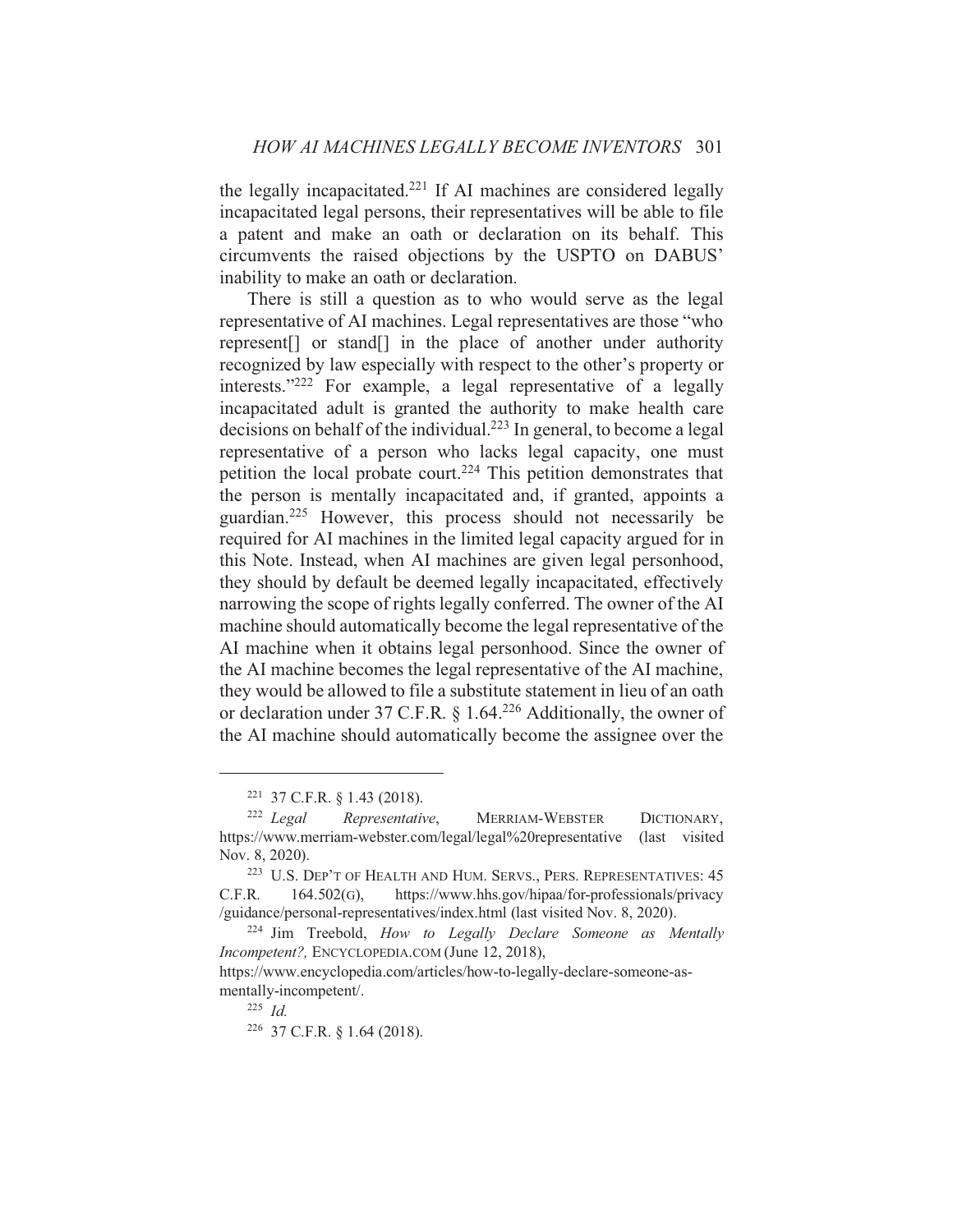the legally incapacitated.[221] If AI machines are considered legally incapacitated legal persons, their representatives will be able to file a patent and make an oath or declaration on its behalf. This circumvents the raised objections by the USPTO on DABUS' inability to make an oath or declaration.

There is still a question as to who would serve as the legal representative of AI machines. Legal representatives are those "who represent[] or stand[] in the place of another under authority recognized by law especially with respect to the other's property or interests."[222] For example, a legal representative of a legally incapacitated adult is granted the authority to make health care decisions on behalf of the individual.[223] In general, to become a legal representative of a person who lacks legal capacity, one must petition the local probate court.[224] This petition demonstrates that the person is mentally incapacitated and, if granted, appoints a guardian.[225] However, this process should not necessarily be required for AI machines in the limited legal capacity argued for in this Note. Instead, when AI machines are given legal personhood, they should by default be deemed legally incapacitated, effectively narrowing the scope of rights legally conferred. The owner of the AI machine should automatically become the legal representative of the AI machine when it obtains legal personhood. Since the owner of the AI machine becomes the legal representative of the AI machine, they would be allowed to file a substitute statement in lieu of an oath or declaration under 37 C.F.R. § 1.64.[226] Additionally, the owner of the AI machine should automatically become the assignee over the

---

[221] 37 C.F.R. § 1.43 (2018).

[222] *Legal Representative*, MERRIAM-WEBSTER DICTIONARY, https://www.merriam-webster.com/legal/legal%20representative (last visited Nov. 8, 2020).

[223] U.S. DEP'T OF HEALTH AND HUM. SERVS., PERS. REPRESENTATIVES: 45 C.F.R. 164.502(G), https://www.hhs.gov/hipaa/for-professionals/privacy/guidance/personal-representatives/index.html (last visited Nov. 8, 2020).

[224] Jim Treebold, *How to Legally Declare Someone as Mentally Incompetent?,* ENCYCLOPEDIA.COM (June 12, 2018), https://www.encyclopedia.com/articles/how-to-legally-declare-someone-as-mentally-incompetent/.

[225] *Id.*

[226] 37 C.F.R. § 1.64 (2018).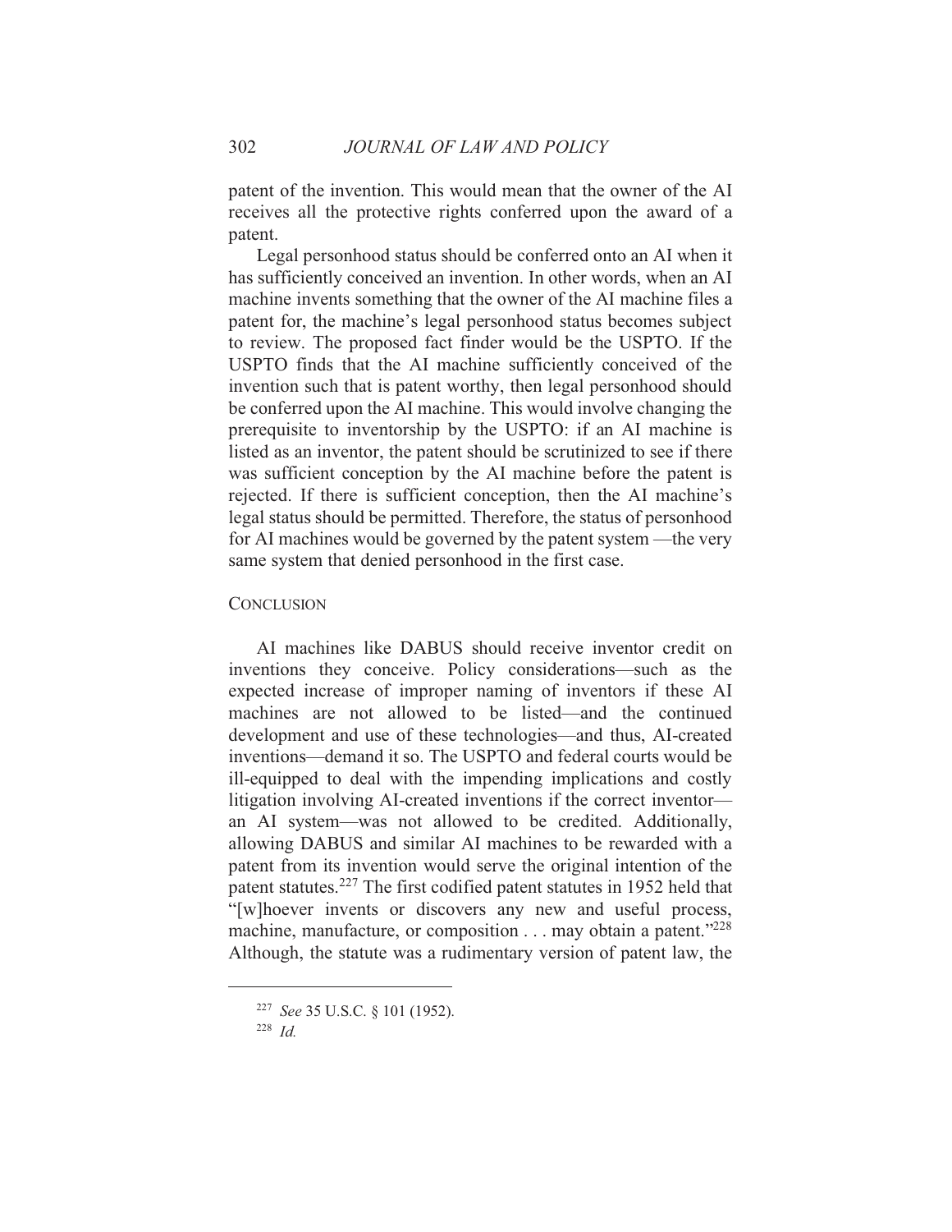patent of the invention. This would mean that the owner of the AI receives all the protective rights conferred upon the award of a patent.

Legal personhood status should be conferred onto an AI when it has sufficiently conceived an invention. In other words, when an AI machine invents something that the owner of the AI machine files a patent for, the machine's legal personhood status becomes subject to review. The proposed fact finder would be the USPTO. If the USPTO finds that the AI machine sufficiently conceived of the invention such that is patent worthy, then legal personhood should be conferred upon the AI machine. This would involve changing the prerequisite to inventorship by the USPTO: if an AI machine is listed as an inventor, the patent should be scrutinized to see if there was sufficient conception by the AI machine before the patent is rejected. If there is sufficient conception, then the AI machine's legal status should be permitted. Therefore, the status of personhood for AI machines would be governed by the patent system —the very same system that denied personhood in the first case.

## CONCLUSION

AI machines like DABUS should receive inventor credit on inventions they conceive. Policy considerations—such as the expected increase of improper naming of inventors if these AI machines are not allowed to be listed—and the continued development and use of these technologies—and thus, AI-created inventions—demand it so. The USPTO and federal courts would be ill-equipped to deal with the impending implications and costly litigation involving AI-created inventions if the correct inventor—an AI system—was not allowed to be credited. Additionally, allowing DABUS and similar AI machines to be rewarded with a patent from its invention would serve the original intention of the patent statutes.[227] The first codified patent statutes in 1952 held that "[w]hoever invents or discovers any new and useful process, machine, manufacture, or composition . . . may obtain a patent."[228] Although, the statute was a rudimentary version of patent law, the

---

[227] *See* 35 U.S.C. § 101 (1952).

[228] *Id.*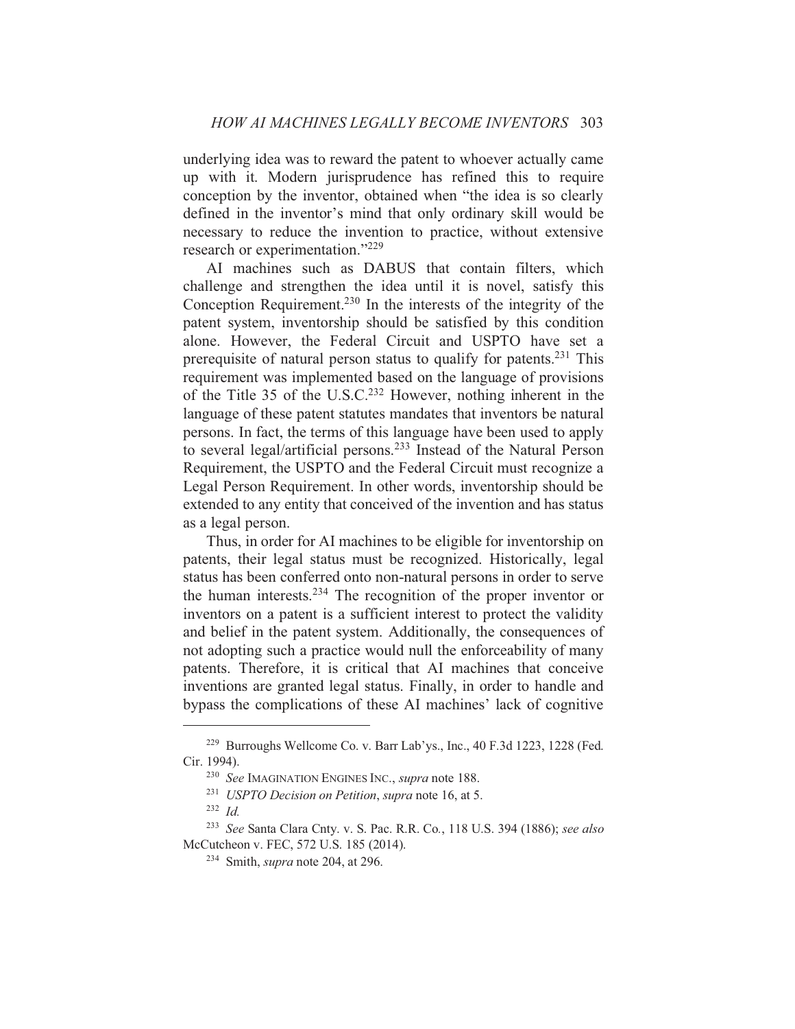underlying idea was to reward the patent to whoever actually came up with it. Modern jurisprudence has refined this to require conception by the inventor, obtained when "the idea is so clearly defined in the inventor's mind that only ordinary skill would be necessary to reduce the invention to practice, without extensive research or experimentation."[229]

AI machines such as DABUS that contain filters, which challenge and strengthen the idea until it is novel, satisfy this Conception Requirement.[230] In the interests of the integrity of the patent system, inventorship should be satisfied by this condition alone. However, the Federal Circuit and USPTO have set a prerequisite of natural person status to qualify for patents.[231] This requirement was implemented based on the language of provisions of the Title 35 of the U.S.C.[232] However, nothing inherent in the language of these patent statutes mandates that inventors be natural persons. In fact, the terms of this language have been used to apply to several legal/artificial persons.[233] Instead of the Natural Person Requirement, the USPTO and the Federal Circuit must recognize a Legal Person Requirement. In other words, inventorship should be extended to any entity that conceived of the invention and has status as a legal person.

Thus, in order for AI machines to be eligible for inventorship on patents, their legal status must be recognized. Historically, legal status has been conferred onto non-natural persons in order to serve the human interests.[234] The recognition of the proper inventor or inventors on a patent is a sufficient interest to protect the validity and belief in the patent system. Additionally, the consequences of not adopting such a practice would null the enforceability of many patents. Therefore, it is critical that AI machines that conceive inventions are granted legal status. Finally, in order to handle and bypass the complications of these AI machines' lack of cognitive

---

[229] Burroughs Wellcome Co. v. Barr Lab'ys., Inc., 40 F.3d 1223, 1228 (Fed. Cir. 1994).

[230] *See* IMAGINATION ENGINES INC., *supra* note 188.

[231] *USPTO Decision on Petition*, *supra* note 16, at 5.

[232] *Id.*

[233] *See* Santa Clara Cnty. v. S. Pac. R.R. Co., 118 U.S. 394 (1886); *see also* McCutcheon v. FEC, 572 U.S. 185 (2014).

[234] Smith, *supra* note 204, at 296.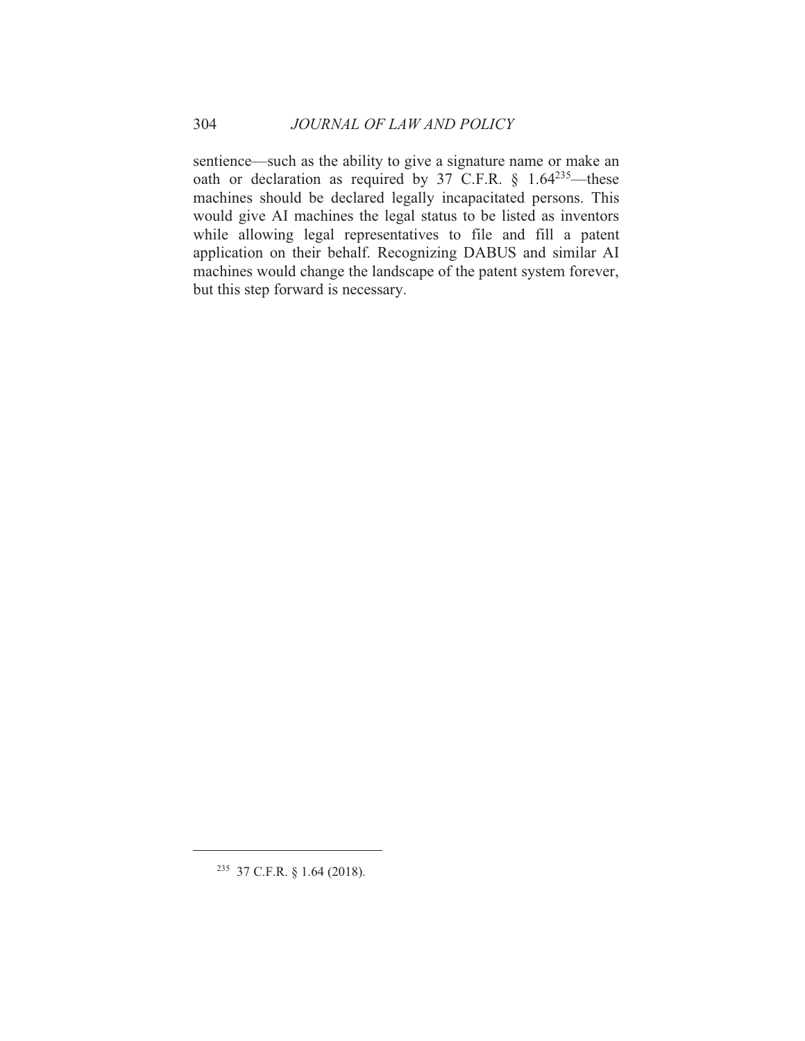sentience—such as the ability to give a signature name or make an oath or declaration as required by 37 C.F.R. § 1.64[235]—these machines should be declared legally incapacitated persons. This would give AI machines the legal status to be listed as inventors while allowing legal representatives to file and fill a patent application on their behalf. Recognizing DABUS and similar AI machines would change the landscape of the patent system forever, but this step forward is necessary.

---

[235] 37 C.F.R. § 1.64 (2018).